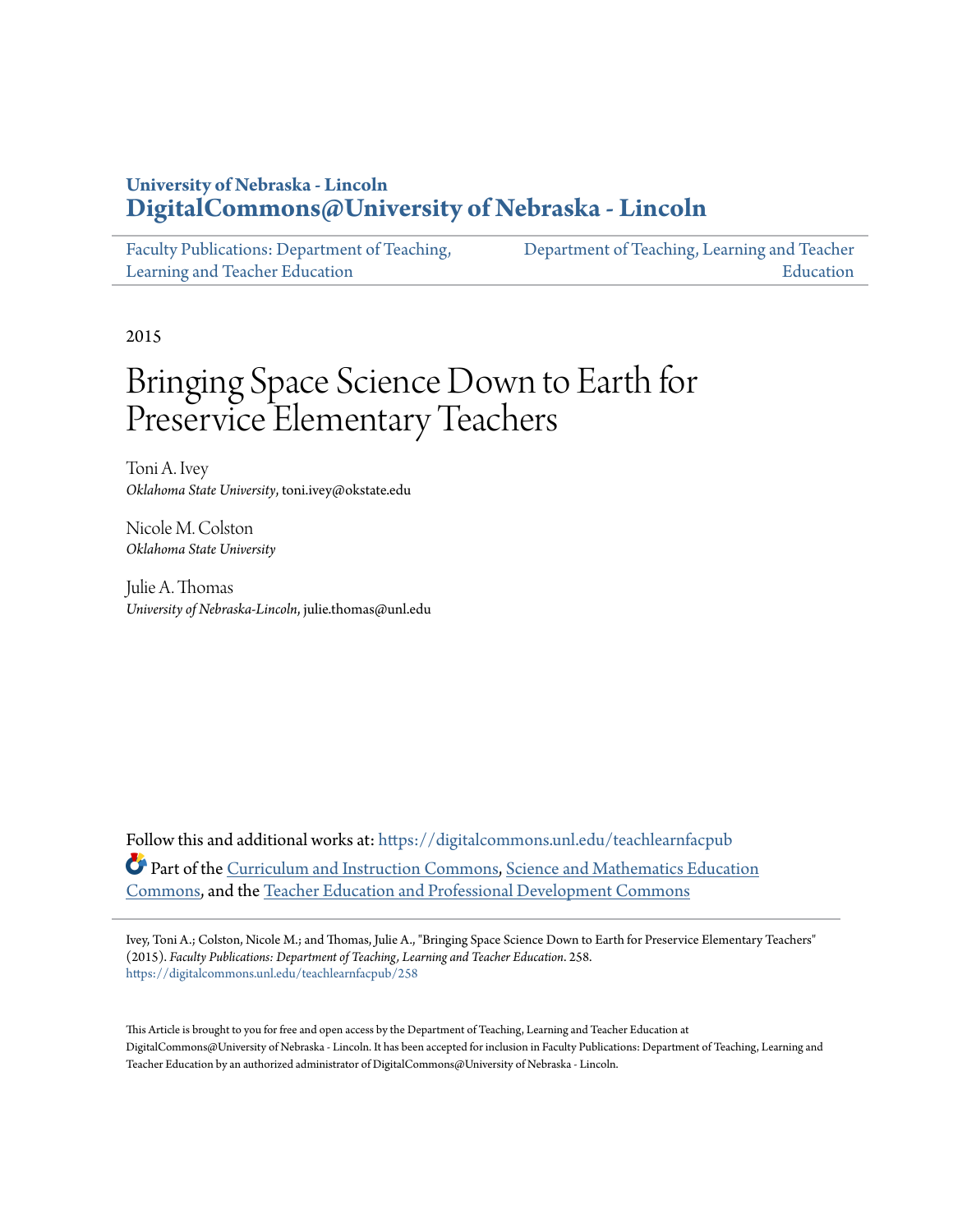University of Nebraska - Lincoln
**DigitalCommons@University of Nebraska - Lincoln**

Faculty Publications: Department of Teaching, Learning and Teacher Education

Department of Teaching, Learning and Teacher Education

2015

# Bringing Space Science Down to Earth for Preservice Elementary Teachers

Toni A. Ivey
*Oklahoma State University*, toni.ivey@okstate.edu

Nicole M. Colston
*Oklahoma State University*

Julie A. Thomas
*University of Nebraska-Lincoln*, julie.thomas@unl.edu

Follow this and additional works at: https://digitalcommons.unl.edu/teachlearnfacpub

Part of the Curriculum and Instruction Commons, Science and Mathematics Education Commons, and the Teacher Education and Professional Development Commons

Ivey, Toni A.; Colston, Nicole M.; and Thomas, Julie A., "Bringing Space Science Down to Earth for Preservice Elementary Teachers" (2015). *Faculty Publications: Department of Teaching, Learning and Teacher Education*. 258.
https://digitalcommons.unl.edu/teachlearnfacpub/258

This Article is brought to you for free and open access by the Department of Teaching, Learning and Teacher Education at DigitalCommons@University of Nebraska - Lincoln. It has been accepted for inclusion in Faculty Publications: Department of Teaching, Learning and Teacher Education by an authorized administrator of DigitalCommons@University of Nebraska - Lincoln.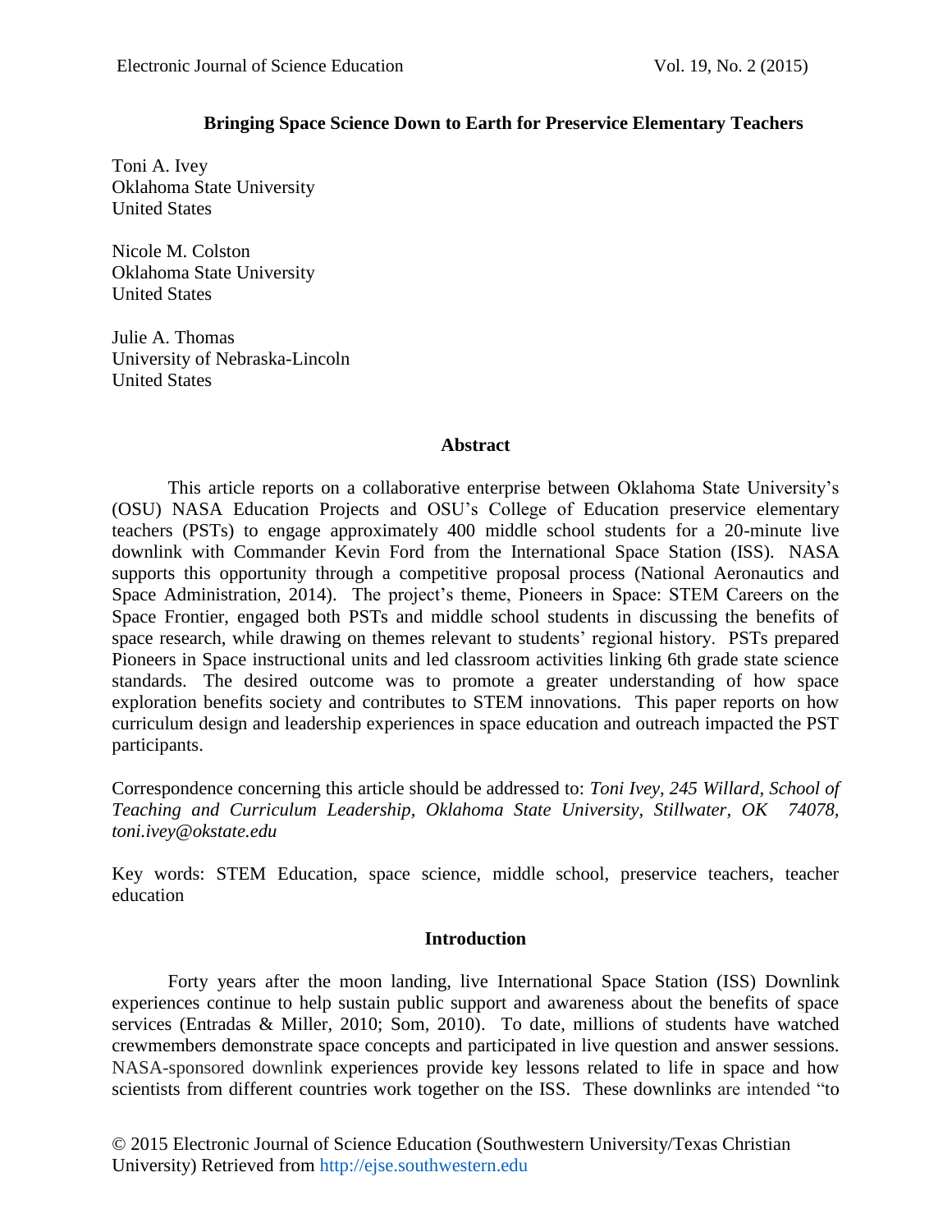# Bringing Space Science Down to Earth for Preservice Elementary Teachers

Toni A. Ivey
Oklahoma State University
United States

Nicole M. Colston
Oklahoma State University
United States

Julie A. Thomas
University of Nebraska-Lincoln
United States

## Abstract

This article reports on a collaborative enterprise between Oklahoma State University's (OSU) NASA Education Projects and OSU's College of Education preservice elementary teachers (PSTs) to engage approximately 400 middle school students for a 20-minute live downlink with Commander Kevin Ford from the International Space Station (ISS). NASA supports this opportunity through a competitive proposal process (National Aeronautics and Space Administration, 2014). The project's theme, Pioneers in Space: STEM Careers on the Space Frontier, engaged both PSTs and middle school students in discussing the benefits of space research, while drawing on themes relevant to students' regional history. PSTs prepared Pioneers in Space instructional units and led classroom activities linking 6th grade state science standards. The desired outcome was to promote a greater understanding of how space exploration benefits society and contributes to STEM innovations. This paper reports on how curriculum design and leadership experiences in space education and outreach impacted the PST participants.

Correspondence concerning this article should be addressed to: *Toni Ivey, 245 Willard, School of Teaching and Curriculum Leadership, Oklahoma State University, Stillwater, OK 74078, toni.ivey@okstate.edu*

Key words: STEM Education, space science, middle school, preservice teachers, teacher education

## Introduction

Forty years after the moon landing, live International Space Station (ISS) Downlink experiences continue to help sustain public support and awareness about the benefits of space services (Entradas & Miller, 2010; Som, 2010). To date, millions of students have watched crewmembers demonstrate space concepts and participated in live question and answer sessions. NASA-sponsored downlink experiences provide key lessons related to life in space and how scientists from different countries work together on the ISS. These downlinks are intended "to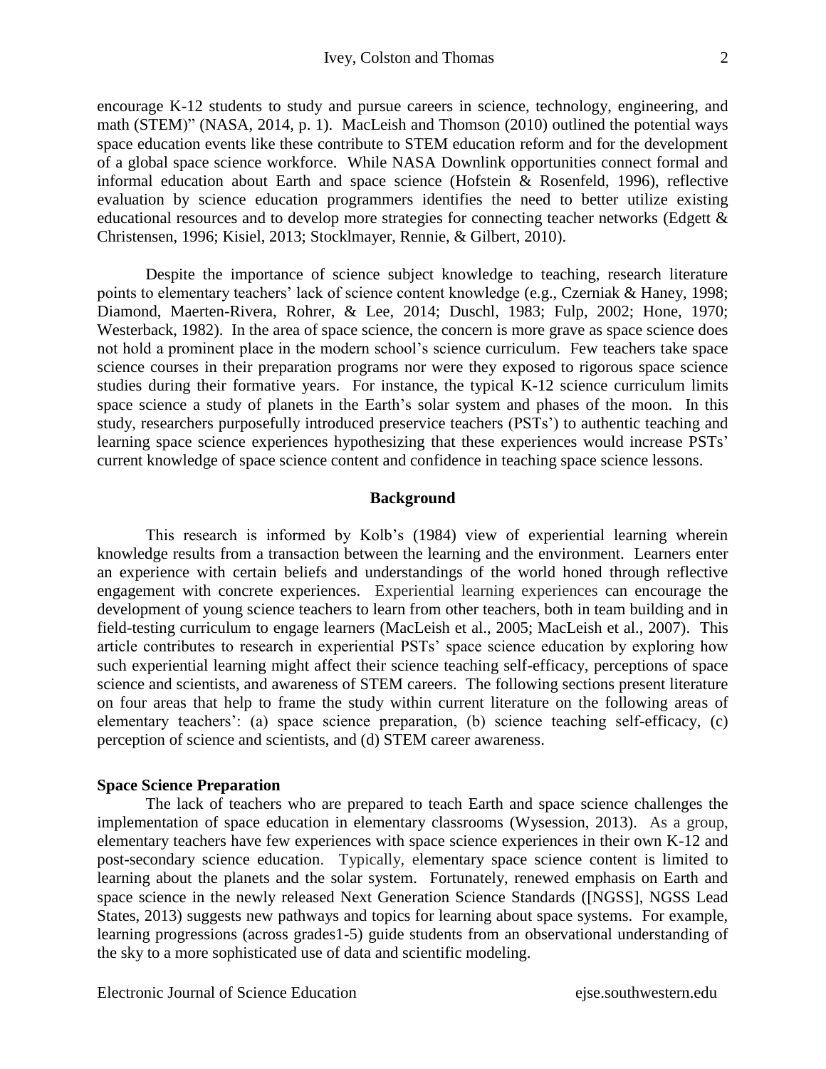encourage K-12 students to study and pursue careers in science, technology, engineering, and math (STEM)" (NASA, 2014, p. 1). MacLeish and Thomson (2010) outlined the potential ways space education events like these contribute to STEM education reform and for the development of a global space science workforce. While NASA Downlink opportunities connect formal and informal education about Earth and space science (Hofstein & Rosenfeld, 1996), reflective evaluation by science education programmers identifies the need to better utilize existing educational resources and to develop more strategies for connecting teacher networks (Edgett & Christensen, 1996; Kisiel, 2013; Stocklmayer, Rennie, & Gilbert, 2010).

Despite the importance of science subject knowledge to teaching, research literature points to elementary teachers' lack of science content knowledge (e.g., Czerniak & Haney, 1998; Diamond, Maerten-Rivera, Rohrer, & Lee, 2014; Duschl, 1983; Fulp, 2002; Hone, 1970; Westerback, 1982). In the area of space science, the concern is more grave as space science does not hold a prominent place in the modern school's science curriculum. Few teachers take space science courses in their preparation programs nor were they exposed to rigorous space science studies during their formative years. For instance, the typical K-12 science curriculum limits space science a study of planets in the Earth's solar system and phases of the moon. In this study, researchers purposefully introduced preservice teachers (PSTs') to authentic teaching and learning space science experiences hypothesizing that these experiences would increase PSTs' current knowledge of space science content and confidence in teaching space science lessons.

## Background

This research is informed by Kolb's (1984) view of experiential learning wherein knowledge results from a transaction between the learning and the environment. Learners enter an experience with certain beliefs and understandings of the world honed through reflective engagement with concrete experiences. Experiential learning experiences can encourage the development of young science teachers to learn from other teachers, both in team building and in field-testing curriculum to engage learners (MacLeish et al., 2005; MacLeish et al., 2007). This article contributes to research in experiential PSTs' space science education by exploring how such experiential learning might affect their science teaching self-efficacy, perceptions of space science and scientists, and awareness of STEM careers. The following sections present literature on four areas that help to frame the study within current literature on the following areas of elementary teachers': (a) space science preparation, (b) science teaching self-efficacy, (c) perception of science and scientists, and (d) STEM career awareness.

### Space Science Preparation

The lack of teachers who are prepared to teach Earth and space science challenges the implementation of space education in elementary classrooms (Wysession, 2013). As a group, elementary teachers have few experiences with space science experiences in their own K-12 and post-secondary science education. Typically, elementary space science content is limited to learning about the planets and the solar system. Fortunately, renewed emphasis on Earth and space science in the newly released Next Generation Science Standards ([NGSS], NGSS Lead States, 2013) suggests new pathways and topics for learning about space systems. For example, learning progressions (across grades1-5) guide students from an observational understanding of the sky to a more sophisticated use of data and scientific modeling.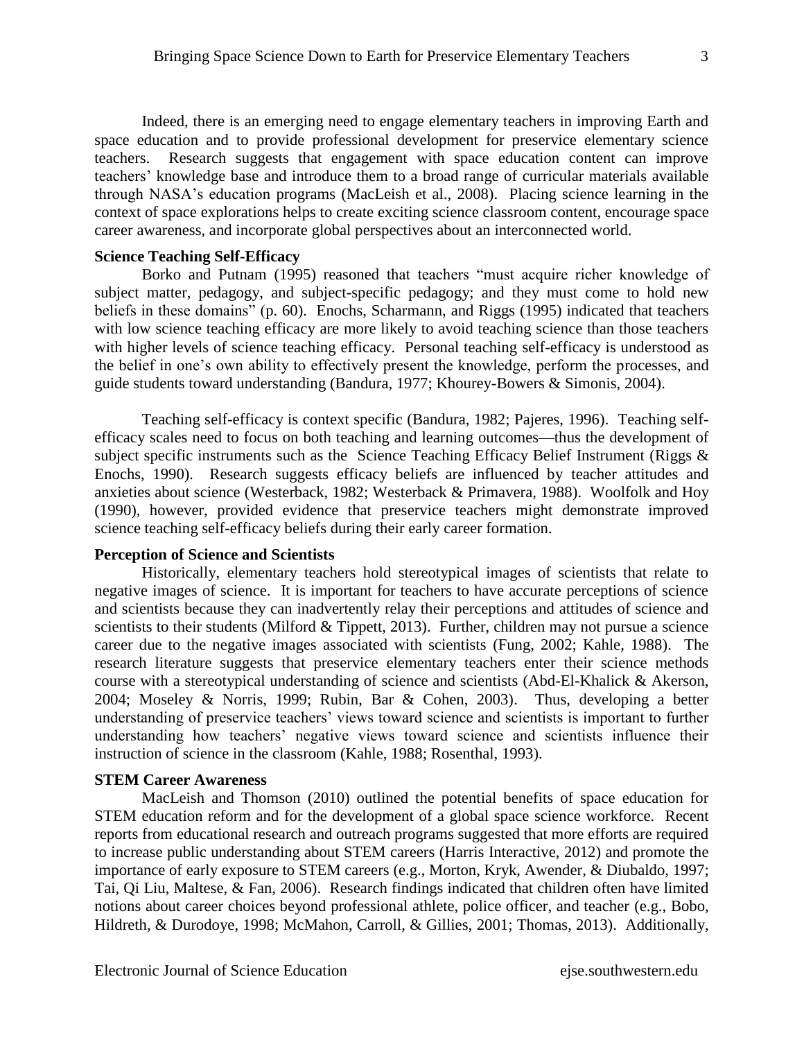Indeed, there is an emerging need to engage elementary teachers in improving Earth and space education and to provide professional development for preservice elementary science teachers. Research suggests that engagement with space education content can improve teachers' knowledge base and introduce them to a broad range of curricular materials available through NASA's education programs (MacLeish et al., 2008). Placing science learning in the context of space explorations helps to create exciting science classroom content, encourage space career awareness, and incorporate global perspectives about an interconnected world.

### Science Teaching Self-Efficacy

Borko and Putnam (1995) reasoned that teachers "must acquire richer knowledge of subject matter, pedagogy, and subject-specific pedagogy; and they must come to hold new beliefs in these domains" (p. 60). Enochs, Scharmann, and Riggs (1995) indicated that teachers with low science teaching efficacy are more likely to avoid teaching science than those teachers with higher levels of science teaching efficacy. Personal teaching self-efficacy is understood as the belief in one's own ability to effectively present the knowledge, perform the processes, and guide students toward understanding (Bandura, 1977; Khourey-Bowers & Simonis, 2004).

Teaching self-efficacy is context specific (Bandura, 1982; Pajeres, 1996). Teaching self-efficacy scales need to focus on both teaching and learning outcomes—thus the development of subject specific instruments such as the Science Teaching Efficacy Belief Instrument (Riggs & Enochs, 1990). Research suggests efficacy beliefs are influenced by teacher attitudes and anxieties about science (Westerback, 1982; Westerback & Primavera, 1988). Woolfolk and Hoy (1990), however, provided evidence that preservice teachers might demonstrate improved science teaching self-efficacy beliefs during their early career formation.

### Perception of Science and Scientists

Historically, elementary teachers hold stereotypical images of scientists that relate to negative images of science. It is important for teachers to have accurate perceptions of science and scientists because they can inadvertently relay their perceptions and attitudes of science and scientists to their students (Milford & Tippett, 2013). Further, children may not pursue a science career due to the negative images associated with scientists (Fung, 2002; Kahle, 1988). The research literature suggests that preservice elementary teachers enter their science methods course with a stereotypical understanding of science and scientists (Abd-El-Khalick & Akerson, 2004; Moseley & Norris, 1999; Rubin, Bar & Cohen, 2003). Thus, developing a better understanding of preservice teachers' views toward science and scientists is important to further understanding how teachers' negative views toward science and scientists influence their instruction of science in the classroom (Kahle, 1988; Rosenthal, 1993).

### STEM Career Awareness

MacLeish and Thomson (2010) outlined the potential benefits of space education for STEM education reform and for the development of a global space science workforce. Recent reports from educational research and outreach programs suggested that more efforts are required to increase public understanding about STEM careers (Harris Interactive, 2012) and promote the importance of early exposure to STEM careers (e.g., Morton, Kryk, Awender, & Diubaldo, 1997; Tai, Qi Liu, Maltese, & Fan, 2006). Research findings indicated that children often have limited notions about career choices beyond professional athlete, police officer, and teacher (e.g., Bobo, Hildreth, & Durodoye, 1998; McMahon, Carroll, & Gillies, 2001; Thomas, 2013). Additionally,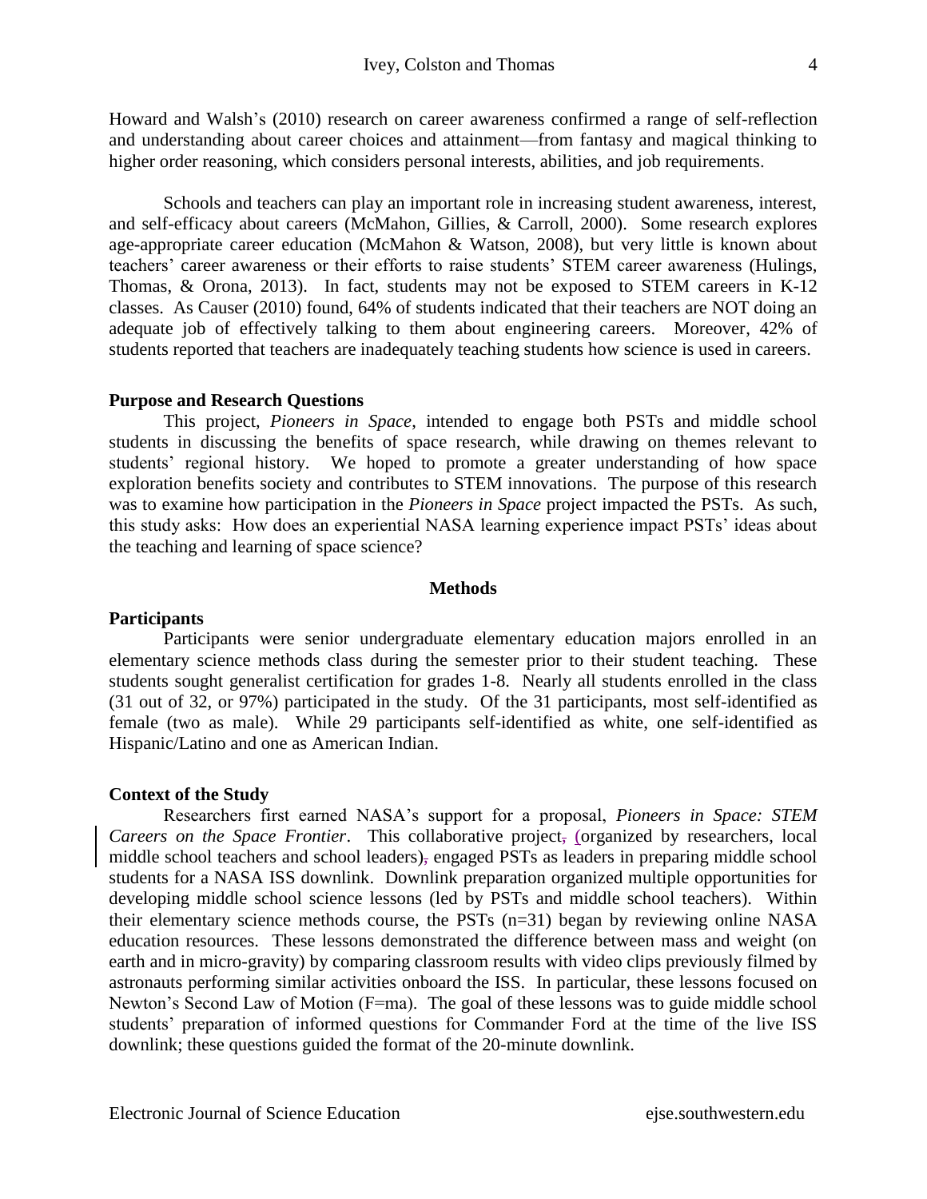Howard and Walsh's (2010) research on career awareness confirmed a range of self-reflection and understanding about career choices and attainment—from fantasy and magical thinking to higher order reasoning, which considers personal interests, abilities, and job requirements.

Schools and teachers can play an important role in increasing student awareness, interest, and self-efficacy about careers (McMahon, Gillies, & Carroll, 2000). Some research explores age-appropriate career education (McMahon & Watson, 2008), but very little is known about teachers' career awareness or their efforts to raise students' STEM career awareness (Hulings, Thomas, & Orona, 2013). In fact, students may not be exposed to STEM careers in K-12 classes. As Causer (2010) found, 64% of students indicated that their teachers are NOT doing an adequate job of effectively talking to them about engineering careers. Moreover, 42% of students reported that teachers are inadequately teaching students how science is used in careers.

## Purpose and Research Questions

This project, *Pioneers in Space*, intended to engage both PSTs and middle school students in discussing the benefits of space research, while drawing on themes relevant to students' regional history. We hoped to promote a greater understanding of how space exploration benefits society and contributes to STEM innovations. The purpose of this research was to examine how participation in the *Pioneers in Space* project impacted the PSTs. As such, this study asks: How does an experiential NASA learning experience impact PSTs' ideas about the teaching and learning of space science?

# Methods

## Participants

Participants were senior undergraduate elementary education majors enrolled in an elementary science methods class during the semester prior to their student teaching. These students sought generalist certification for grades 1-8. Nearly all students enrolled in the class (31 out of 32, or 97%) participated in the study. Of the 31 participants, most self-identified as female (two as male). While 29 participants self-identified as white, one self-identified as Hispanic/Latino and one as American Indian.

## Context of the Study

Researchers first earned NASA's support for a proposal, *Pioneers in Space: STEM Careers on the Space Frontier*. This collaborative project, (organized by researchers, local middle school teachers and school leaders), engaged PSTs as leaders in preparing middle school students for a NASA ISS downlink. Downlink preparation organized multiple opportunities for developing middle school science lessons (led by PSTs and middle school teachers). Within their elementary science methods course, the PSTs (n=31) began by reviewing online NASA education resources. These lessons demonstrated the difference between mass and weight (on earth and in micro-gravity) by comparing classroom results with video clips previously filmed by astronauts performing similar activities onboard the ISS. In particular, these lessons focused on Newton's Second Law of Motion ($F=ma$). The goal of these lessons was to guide middle school students' preparation of informed questions for Commander Ford at the time of the live ISS downlink; these questions guided the format of the 20-minute downlink.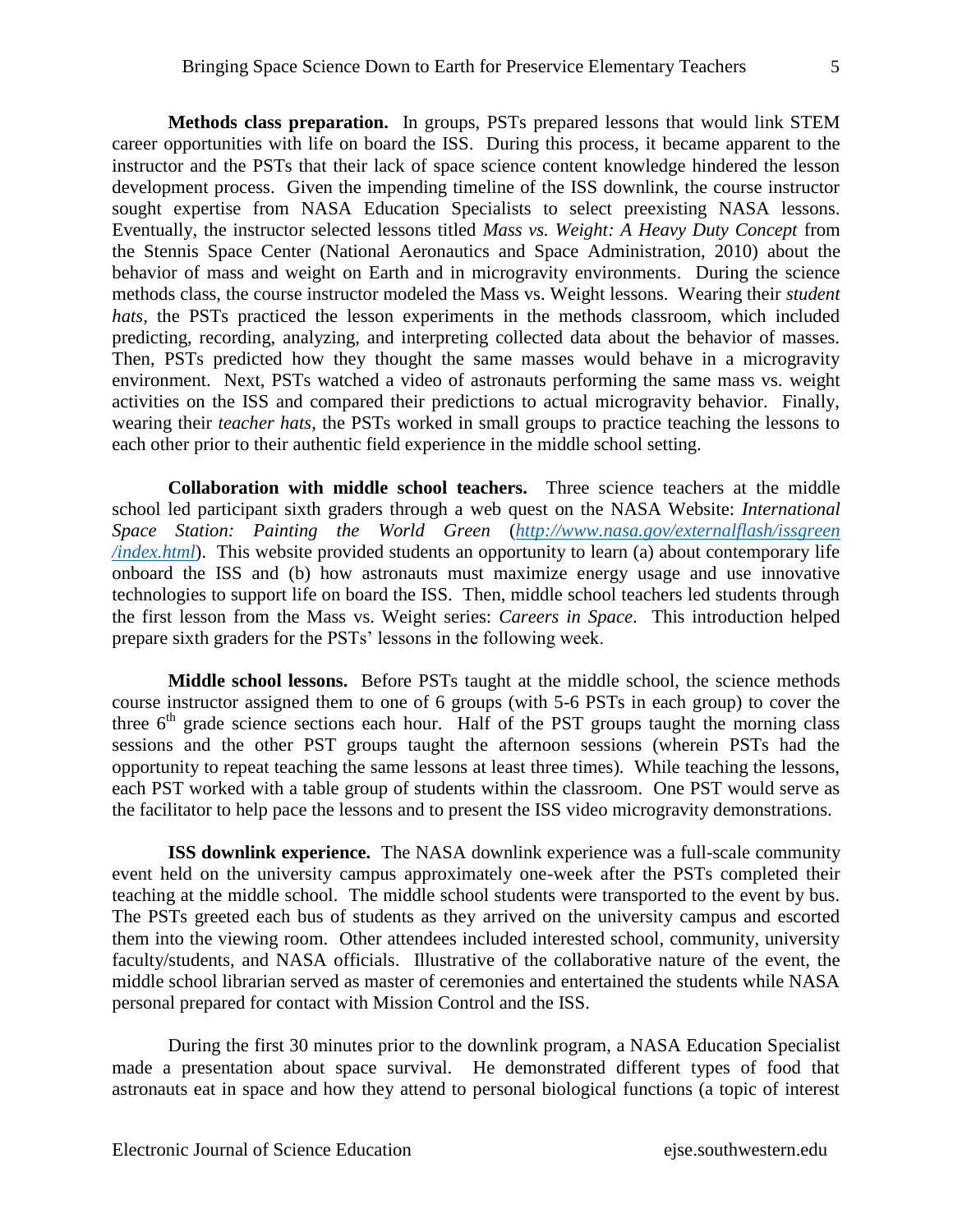**Methods class preparation.** In groups, PSTs prepared lessons that would link STEM career opportunities with life on board the ISS. During this process, it became apparent to the instructor and the PSTs that their lack of space science content knowledge hindered the lesson development process. Given the impending timeline of the ISS downlink, the course instructor sought expertise from NASA Education Specialists to select preexisting NASA lessons. Eventually, the instructor selected lessons titled *Mass vs. Weight: A Heavy Duty Concept* from the Stennis Space Center (National Aeronautics and Space Administration, 2010) about the behavior of mass and weight on Earth and in microgravity environments. During the science methods class, the course instructor modeled the Mass vs. Weight lessons. Wearing their *student hats*, the PSTs practiced the lesson experiments in the methods classroom, which included predicting, recording, analyzing, and interpreting collected data about the behavior of masses. Then, PSTs predicted how they thought the same masses would behave in a microgravity environment. Next, PSTs watched a video of astronauts performing the same mass vs. weight activities on the ISS and compared their predictions to actual microgravity behavior. Finally, wearing their *teacher hats*, the PSTs worked in small groups to practice teaching the lessons to each other prior to their authentic field experience in the middle school setting.

**Collaboration with middle school teachers.** Three science teachers at the middle school led participant sixth graders through a web quest on the NASA Website: *International Space Station: Painting the World Green* (*http://www.nasa.gov/externalflash/issgreen/index.html*). This website provided students an opportunity to learn (a) about contemporary life onboard the ISS and (b) how astronauts must maximize energy usage and use innovative technologies to support life on board the ISS. Then, middle school teachers led students through the first lesson from the Mass vs. Weight series: *Careers in Space*. This introduction helped prepare sixth graders for the PSTs' lessons in the following week.

**Middle school lessons.** Before PSTs taught at the middle school, the science methods course instructor assigned them to one of 6 groups (with 5-6 PSTs in each group) to cover the three 6th grade science sections each hour. Half of the PST groups taught the morning class sessions and the other PST groups taught the afternoon sessions (wherein PSTs had the opportunity to repeat teaching the same lessons at least three times). While teaching the lessons, each PST worked with a table group of students within the classroom. One PST would serve as the facilitator to help pace the lessons and to present the ISS video microgravity demonstrations.

**ISS downlink experience.** The NASA downlink experience was a full-scale community event held on the university campus approximately one-week after the PSTs completed their teaching at the middle school. The middle school students were transported to the event by bus. The PSTs greeted each bus of students as they arrived on the university campus and escorted them into the viewing room. Other attendees included interested school, community, university faculty/students, and NASA officials. Illustrative of the collaborative nature of the event, the middle school librarian served as master of ceremonies and entertained the students while NASA personal prepared for contact with Mission Control and the ISS.

During the first 30 minutes prior to the downlink program, a NASA Education Specialist made a presentation about space survival. He demonstrated different types of food that astronauts eat in space and how they attend to personal biological functions (a topic of interest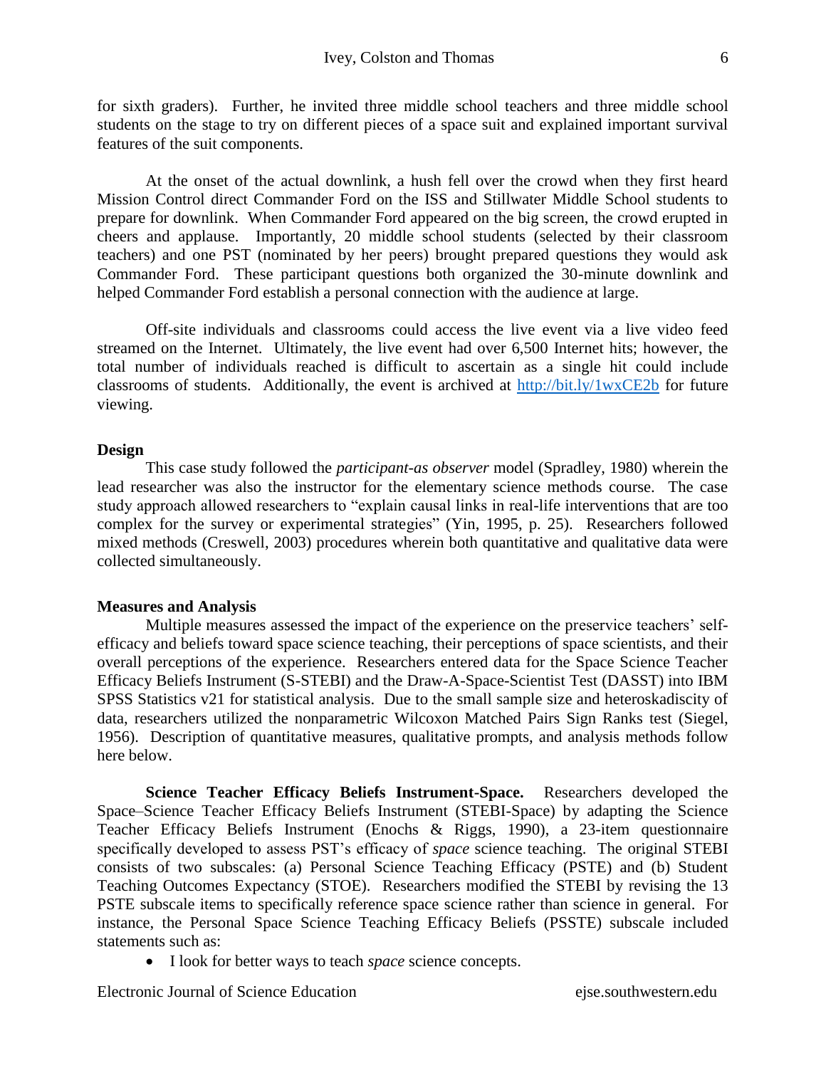for sixth graders). Further, he invited three middle school teachers and three middle school students on the stage to try on different pieces of a space suit and explained important survival features of the suit components.

At the onset of the actual downlink, a hush fell over the crowd when they first heard Mission Control direct Commander Ford on the ISS and Stillwater Middle School students to prepare for downlink. When Commander Ford appeared on the big screen, the crowd erupted in cheers and applause. Importantly, 20 middle school students (selected by their classroom teachers) and one PST (nominated by her peers) brought prepared questions they would ask Commander Ford. These participant questions both organized the 30-minute downlink and helped Commander Ford establish a personal connection with the audience at large.

Off-site individuals and classrooms could access the live event via a live video feed streamed on the Internet. Ultimately, the live event had over 6,500 Internet hits; however, the total number of individuals reached is difficult to ascertain as a single hit could include classrooms of students. Additionally, the event is archived at [http://bit.ly/1wxCE2b](http://bit.ly/1wxCE2b) for future viewing.

## Design

This case study followed the *participant-as observer* model (Spradley, 1980) wherein the lead researcher was also the instructor for the elementary science methods course. The case study approach allowed researchers to "explain causal links in real-life interventions that are too complex for the survey or experimental strategies" (Yin, 1995, p. 25). Researchers followed mixed methods (Creswell, 2003) procedures wherein both quantitative and qualitative data were collected simultaneously.

## Measures and Analysis

Multiple measures assessed the impact of the experience on the preservice teachers' self-efficacy and beliefs toward space science teaching, their perceptions of space scientists, and their overall perceptions of the experience. Researchers entered data for the Space Science Teacher Efficacy Beliefs Instrument (S-STEBI) and the Draw-A-Space-Scientist Test (DASST) into IBM SPSS Statistics v21 for statistical analysis. Due to the small sample size and heteroskadiscity of data, researchers utilized the nonparametric Wilcoxon Matched Pairs Sign Ranks test (Siegel, 1956). Description of quantitative measures, qualitative prompts, and analysis methods follow here below.

**Science Teacher Efficacy Beliefs Instrument-Space.** Researchers developed the Space–Science Teacher Efficacy Beliefs Instrument (STEBI-Space) by adapting the Science Teacher Efficacy Beliefs Instrument (Enochs & Riggs, 1990), a 23-item questionnaire specifically developed to assess PST's efficacy of *space* science teaching. The original STEBI consists of two subscales: (a) Personal Science Teaching Efficacy (PSTE) and (b) Student Teaching Outcomes Expectancy (STOE). Researchers modified the STEBI by revising the 13 PSTE subscale items to specifically reference space science rather than science in general. For instance, the Personal Space Science Teaching Efficacy Beliefs (PSSTE) subscale included statements such as:

- I look for better ways to teach *space* science concepts.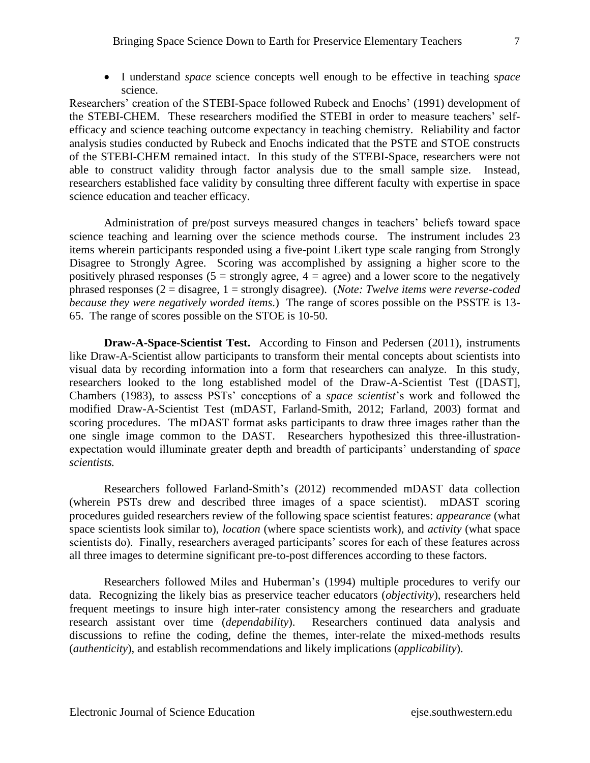- I understand *space* science concepts well enough to be effective in teaching s*pace* science.

Researchers' creation of the STEBI-Space followed Rubeck and Enochs' (1991) development of the STEBI-CHEM. These researchers modified the STEBI in order to measure teachers' self-efficacy and science teaching outcome expectancy in teaching chemistry. Reliability and factor analysis studies conducted by Rubeck and Enochs indicated that the PSTE and STOE constructs of the STEBI-CHEM remained intact. In this study of the STEBI-Space, researchers were not able to construct validity through factor analysis due to the small sample size. Instead, researchers established face validity by consulting three different faculty with expertise in space science education and teacher efficacy.

Administration of pre/post surveys measured changes in teachers' beliefs toward space science teaching and learning over the science methods course. The instrument includes 23 items wherein participants responded using a five-point Likert type scale ranging from Strongly Disagree to Strongly Agree. Scoring was accomplished by assigning a higher score to the positively phrased responses (5 = strongly agree, 4 = agree) and a lower score to the negatively phrased responses (2 = disagree, 1 = strongly disagree). (*Note: Twelve items were reverse-coded because they were negatively worded items.*) The range of scores possible on the PSSTE is 13-65. The range of scores possible on the STOE is 10-50.

**Draw-A-Space-Scientist Test.** According to Finson and Pedersen (2011), instruments like Draw-A-Scientist allow participants to transform their mental concepts about scientists into visual data by recording information into a form that researchers can analyze. In this study, researchers looked to the long established model of the Draw-A-Scientist Test ([DAST], Chambers (1983), to assess PSTs' conceptions of a *space scientist*'s work and followed the modified Draw-A-Scientist Test (mDAST, Farland-Smith, 2012; Farland, 2003) format and scoring procedures. The mDAST format asks participants to draw three images rather than the one single image common to the DAST. Researchers hypothesized this three-illustration-expectation would illuminate greater depth and breadth of participants' understanding of *space scientists.*

Researchers followed Farland-Smith's (2012) recommended mDAST data collection (wherein PSTs drew and described three images of a space scientist). mDAST scoring procedures guided researchers review of the following space scientist features: *appearance* (what space scientists look similar to), *location* (where space scientists work), and *activity* (what space scientists do). Finally, researchers averaged participants' scores for each of these features across all three images to determine significant pre-to-post differences according to these factors.

Researchers followed Miles and Huberman's (1994) multiple procedures to verify our data. Recognizing the likely bias as preservice teacher educators (*objectivity*), researchers held frequent meetings to insure high inter-rater consistency among the researchers and graduate research assistant over time (*dependability*). Researchers continued data analysis and discussions to refine the coding, define the themes, inter-relate the mixed-methods results (*authenticity*), and establish recommendations and likely implications (*applicability*).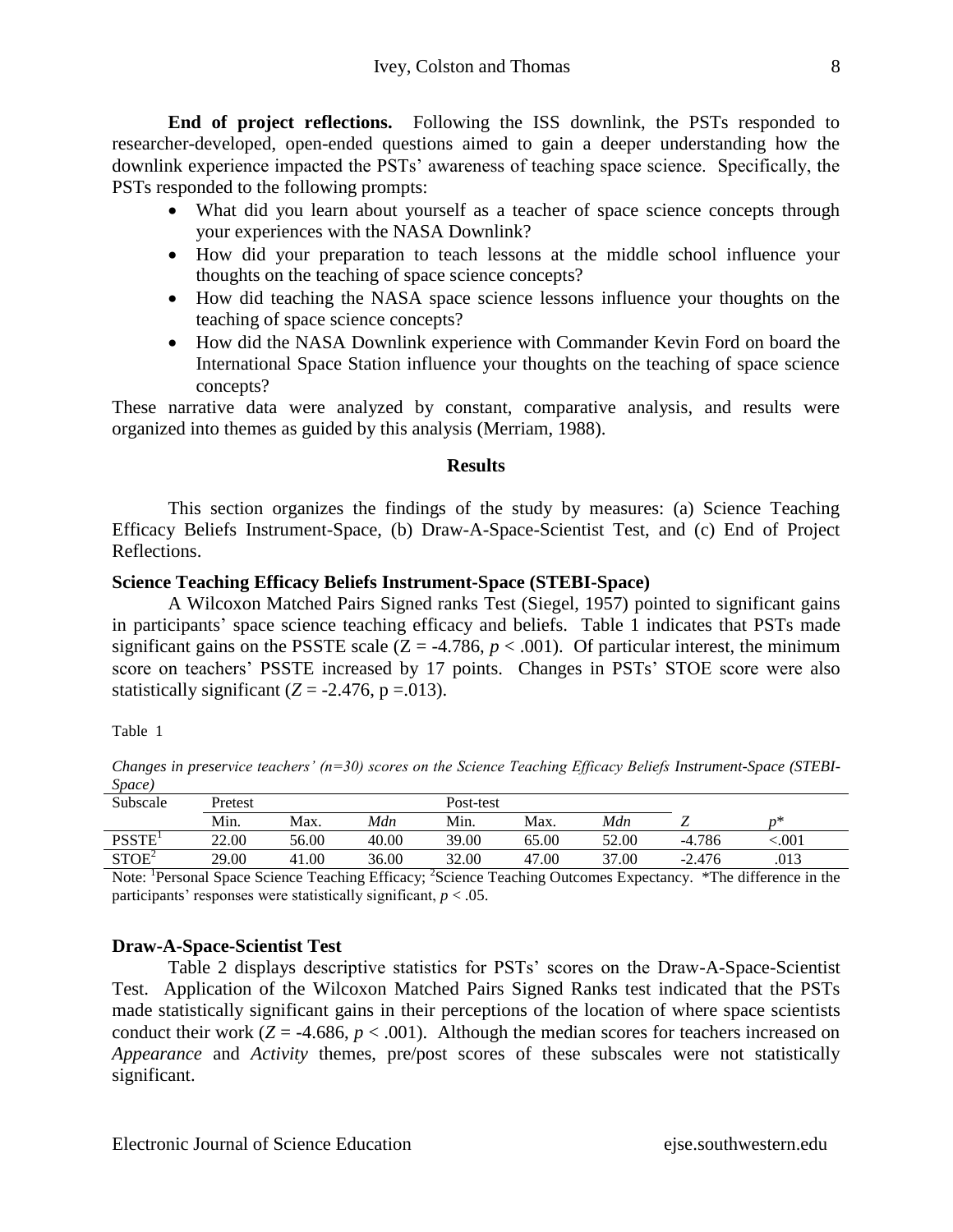**End of project reflections.** Following the ISS downlink, the PSTs responded to researcher-developed, open-ended questions aimed to gain a deeper understanding how the downlink experience impacted the PSTs' awareness of teaching space science. Specifically, the PSTs responded to the following prompts:

- What did you learn about yourself as a teacher of space science concepts through your experiences with the NASA Downlink?
- How did your preparation to teach lessons at the middle school influence your thoughts on the teaching of space science concepts?
- How did teaching the NASA space science lessons influence your thoughts on the teaching of space science concepts?
- How did the NASA Downlink experience with Commander Kevin Ford on board the International Space Station influence your thoughts on the teaching of space science concepts?

These narrative data were analyzed by constant, comparative analysis, and results were organized into themes as guided by this analysis (Merriam, 1988).

## Results

This section organizes the findings of the study by measures: (a) Science Teaching Efficacy Beliefs Instrument-Space, (b) Draw-A-Space-Scientist Test, and (c) End of Project Reflections.

### Science Teaching Efficacy Beliefs Instrument-Space (STEBI-Space)

A Wilcoxon Matched Pairs Signed ranks Test (Siegel, 1957) pointed to significant gains in participants' space science teaching efficacy and beliefs. Table 1 indicates that PSTs made significant gains on the PSSTE scale ($Z = -4.786$, $p < .001$). Of particular interest, the minimum score on teachers' PSSTE increased by 17 points. Changes in PSTs' STOE score were also statistically significant ($Z = -2.476$, $p = .013$).

Table 1

*Changes in preservice teachers' (n=30) scores on the Science Teaching Efficacy Beliefs Instrument-Space (STEBI-Space)*

| Subscale | Pretest | | | Post-test | | | | |
|---|---|---|---|---|---|---|---|---|
| | Min. | Max. | *Mdn* | Min. | Max. | *Mdn* | *Z* | *p*\* |
| PSSTE[1] | 22.00 | 56.00 | 40.00 | 39.00 | 65.00 | 52.00 | -4.786 | <.001 |
| STOE[2] | 29.00 | 41.00 | 36.00 | 32.00 | 47.00 | 37.00 | -2.476 | .013 |

Note: [1]Personal Space Science Teaching Efficacy; [2]Science Teaching Outcomes Expectancy. \*The difference in the participants' responses were statistically significant, $p < .05$.

### Draw-A-Space-Scientist Test

Table 2 displays descriptive statistics for PSTs' scores on the Draw-A-Space-Scientist Test. Application of the Wilcoxon Matched Pairs Signed Ranks test indicated that the PSTs made statistically significant gains in their perceptions of the location of where space scientists conduct their work ($Z = -4.686$, $p < .001$). Although the median scores for teachers increased on *Appearance* and *Activity* themes, pre/post scores of these subscales were not statistically significant.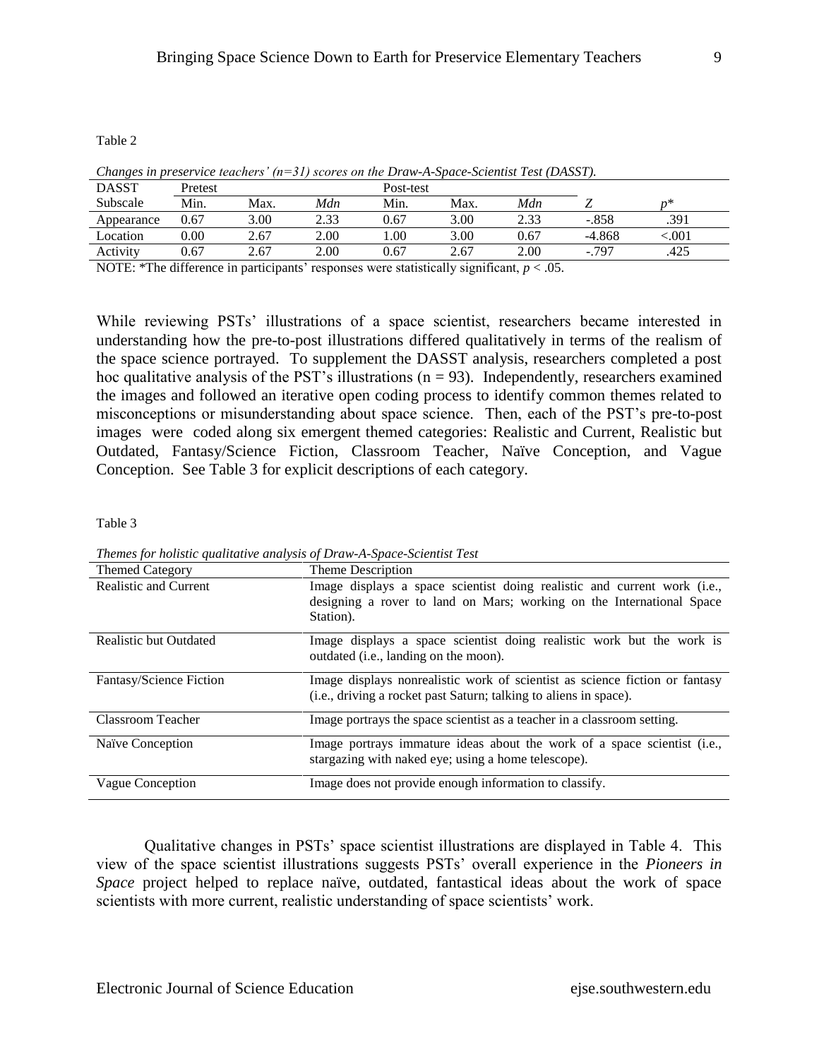Table 2

*Changes in preservice teachers' (n=31) scores on the Draw-A-Space-Scientist Test (DASST).*

| DASST | Pretest | | | Post-test | | | | |
|---|---|---|---|---|---|---|---|---|
| Subscale | Min. | Max. | *Mdn* | Min. | Max. | *Mdn* | *Z* | *p*\* |
| Appearance | 0.67 | 3.00 | 2.33 | 0.67 | 3.00 | 2.33 | -.858 | .391 |
| Location | 0.00 | 2.67 | 2.00 | 1.00 | 3.00 | 0.67 | -4.868 | <.001 |
| Activity | 0.67 | 2.67 | 2.00 | 0.67 | 2.67 | 2.00 | -.797 | .425 |

NOTE: *The difference in participants' responses were statistically significant, $p < .05$.

While reviewing PSTs' illustrations of a space scientist, researchers became interested in understanding how the pre-to-post illustrations differed qualitatively in terms of the realism of the space science portrayed. To supplement the DASST analysis, researchers completed a post hoc qualitative analysis of the PST's illustrations ($n = 93$). Independently, researchers examined the images and followed an iterative open coding process to identify common themes related to misconceptions or misunderstanding about space science. Then, each of the PST's pre-to-post images were coded along six emergent themed categories: Realistic and Current, Realistic but Outdated, Fantasy/Science Fiction, Classroom Teacher, Naïve Conception, and Vague Conception. See Table 3 for explicit descriptions of each category.

Table 3

*Themes for holistic qualitative analysis of Draw-A-Space-Scientist Test*

| Themed Category | Theme Description |
|---|---|
| Realistic and Current | Image displays a space scientist doing realistic and current work (i.e., designing a rover to land on Mars; working on the International Space Station). |
| Realistic but Outdated | Image displays a space scientist doing realistic work but the work is outdated (i.e., landing on the moon). |
| Fantasy/Science Fiction | Image displays nonrealistic work of scientist as science fiction or fantasy (i.e., driving a rocket past Saturn; talking to aliens in space). |
| Classroom Teacher | Image portrays the space scientist as a teacher in a classroom setting. |
| Naïve Conception | Image portrays immature ideas about the work of a space scientist (i.e., stargazing with naked eye; using a home telescope). |
| Vague Conception | Image does not provide enough information to classify. |

Qualitative changes in PSTs' space scientist illustrations are displayed in Table 4. This view of the space scientist illustrations suggests PSTs' overall experience in the *Pioneers in Space* project helped to replace naïve, outdated, fantastical ideas about the work of space scientists with more current, realistic understanding of space scientists' work.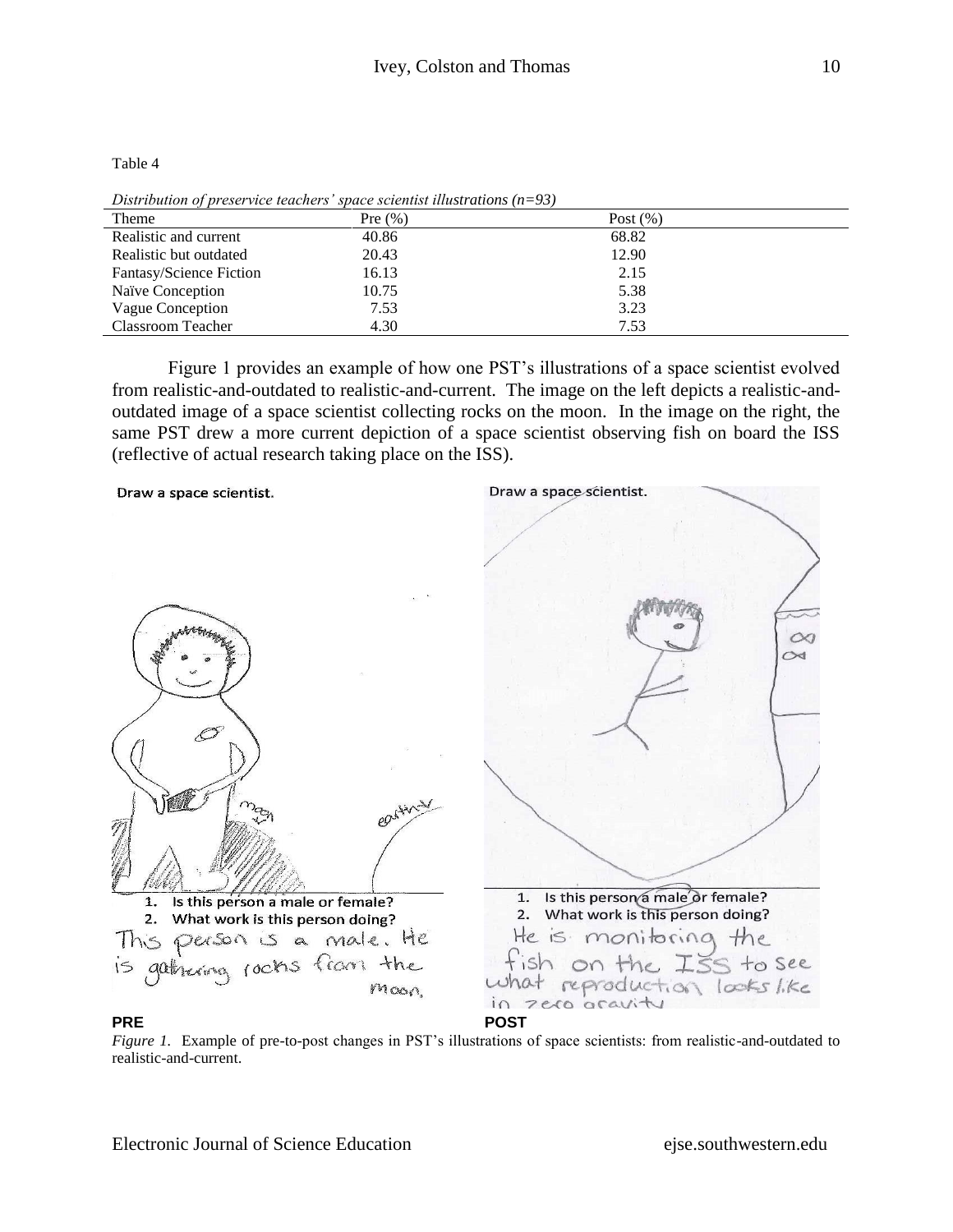Table 4

*Distribution of preservice teachers' space scientist illustrations (n=93)*

| Theme | Pre (%) | Post (%) |
|---|---|---|
| Realistic and current | 40.86 | 68.82 |
| Realistic but outdated | 20.43 | 12.90 |
| Fantasy/Science Fiction | 16.13 | 2.15 |
| Naïve Conception | 10.75 | 5.38 |
| Vague Conception | 7.53 | 3.23 |
| Classroom Teacher | 4.30 | 7.53 |

Figure 1 provides an example of how one PST's illustrations of a space scientist evolved from realistic-and-outdated to realistic-and-current. The image on the left depicts a realistic-and-outdated image of a space scientist collecting rocks on the moon. In the image on the right, the same PST drew a more current depiction of a space scientist observing fish on board the ISS (reflective of actual research taking place on the ISS).

Draw a space scientist.

1. Is this person a male or female?
2. What work is this person doing?

This person is a male. He is gathering rocks from the moon.

**PRE**

Draw a space scientist.

1. Is this person a male or female?
2. What work is this person doing?

He is monitoring the fish on the ISS to see what reproduction looks like in zero gravity

**POST**

*Figure 1.* Example of pre-to-post changes in PST's illustrations of space scientists: from realistic-and-outdated to realistic-and-current.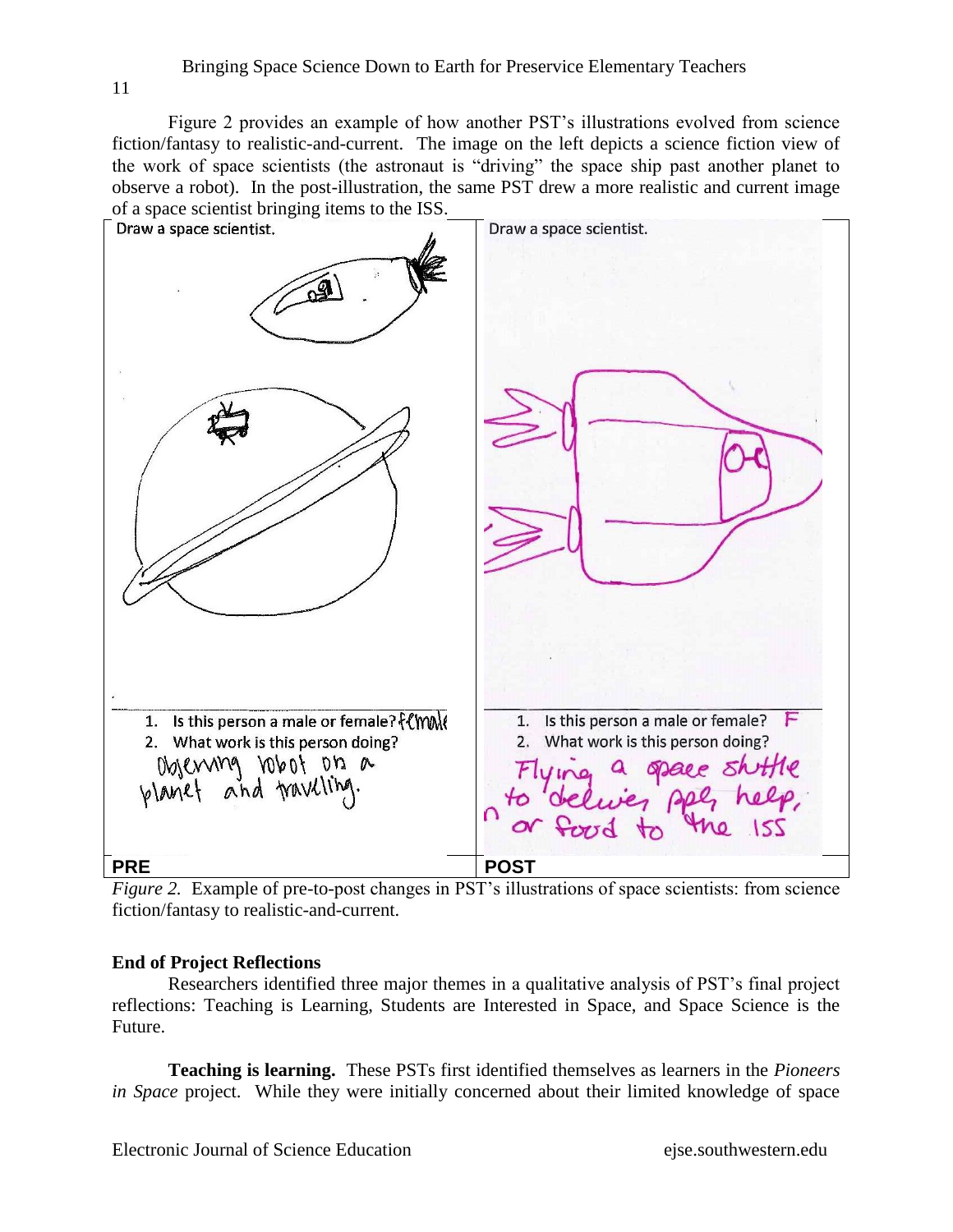Figure 2 provides an example of how another PST's illustrations evolved from science fiction/fantasy to realistic-and-current. The image on the left depicts a science fiction view of the work of space scientists (the astronaut is "driving" the space ship past another planet to observe a robot). In the post-illustration, the same PST drew a more realistic and current image of a space scientist bringing items to the ISS.

*Figure 2.* Example of pre-to-post changes in PST's illustrations of space scientists: from science fiction/fantasy to realistic-and-current.

**End of Project Reflections**

Researchers identified three major themes in a qualitative analysis of PST's final project reflections: Teaching is Learning, Students are Interested in Space, and Space Science is the Future.

**Teaching is learning.** These PSTs first identified themselves as learners in the *Pioneers in Space* project. While they were initially concerned about their limited knowledge of space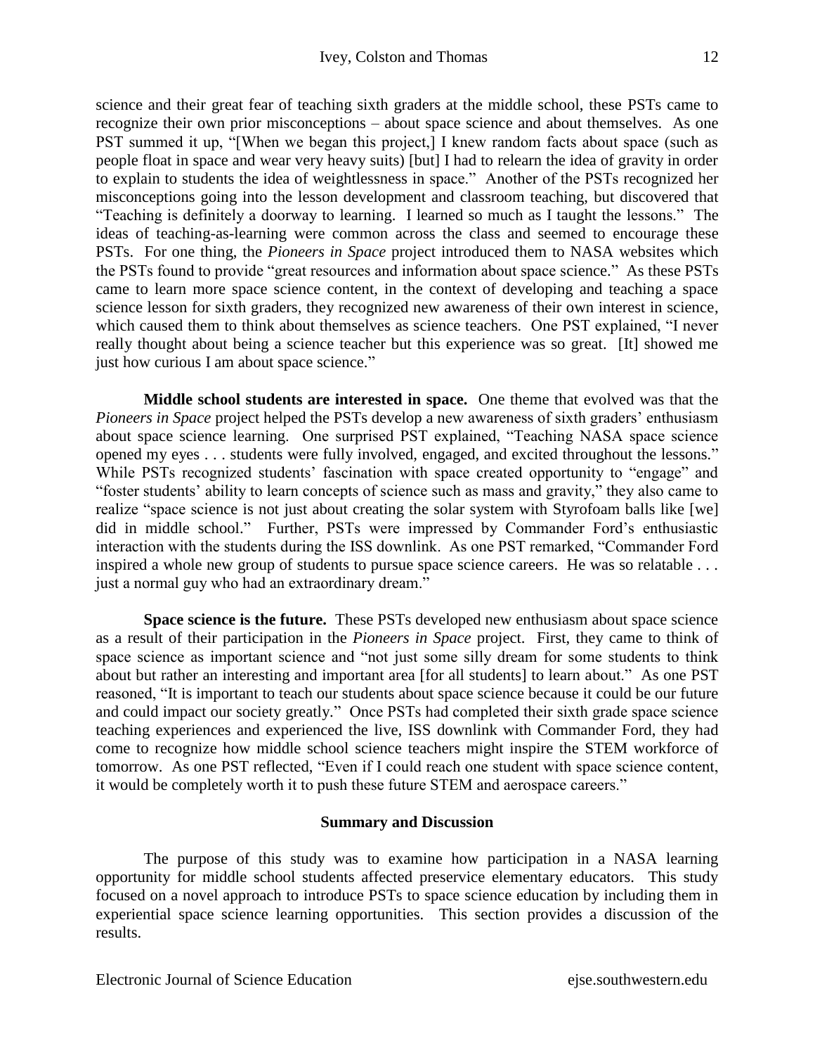science and their great fear of teaching sixth graders at the middle school, these PSTs came to recognize their own prior misconceptions – about space science and about themselves. As one PST summed it up, "[When we began this project,] I knew random facts about space (such as people float in space and wear very heavy suits) [but] I had to relearn the idea of gravity in order to explain to students the idea of weightlessness in space." Another of the PSTs recognized her misconceptions going into the lesson development and classroom teaching, but discovered that "Teaching is definitely a doorway to learning. I learned so much as I taught the lessons." The ideas of teaching-as-learning were common across the class and seemed to encourage these PSTs. For one thing, the *Pioneers in Space* project introduced them to NASA websites which the PSTs found to provide "great resources and information about space science." As these PSTs came to learn more space science content, in the context of developing and teaching a space science lesson for sixth graders, they recognized new awareness of their own interest in science, which caused them to think about themselves as science teachers. One PST explained, "I never really thought about being a science teacher but this experience was so great. [It] showed me just how curious I am about space science."

**Middle school students are interested in space.** One theme that evolved was that the *Pioneers in Space* project helped the PSTs develop a new awareness of sixth graders' enthusiasm about space science learning. One surprised PST explained, "Teaching NASA space science opened my eyes . . . students were fully involved, engaged, and excited throughout the lessons." While PSTs recognized students' fascination with space created opportunity to "engage" and "foster students' ability to learn concepts of science such as mass and gravity," they also came to realize "space science is not just about creating the solar system with Styrofoam balls like [we] did in middle school." Further, PSTs were impressed by Commander Ford's enthusiastic interaction with the students during the ISS downlink. As one PST remarked, "Commander Ford inspired a whole new group of students to pursue space science careers. He was so relatable . . . just a normal guy who had an extraordinary dream."

**Space science is the future.** These PSTs developed new enthusiasm about space science as a result of their participation in the *Pioneers in Space* project. First, they came to think of space science as important science and "not just some silly dream for some students to think about but rather an interesting and important area [for all students] to learn about." As one PST reasoned, "It is important to teach our students about space science because it could be our future and could impact our society greatly." Once PSTs had completed their sixth grade space science teaching experiences and experienced the live, ISS downlink with Commander Ford, they had come to recognize how middle school science teachers might inspire the STEM workforce of tomorrow. As one PST reflected, "Even if I could reach one student with space science content, it would be completely worth it to push these future STEM and aerospace careers."

## Summary and Discussion

The purpose of this study was to examine how participation in a NASA learning opportunity for middle school students affected preservice elementary educators. This study focused on a novel approach to introduce PSTs to space science education by including them in experiential space science learning opportunities. This section provides a discussion of the results.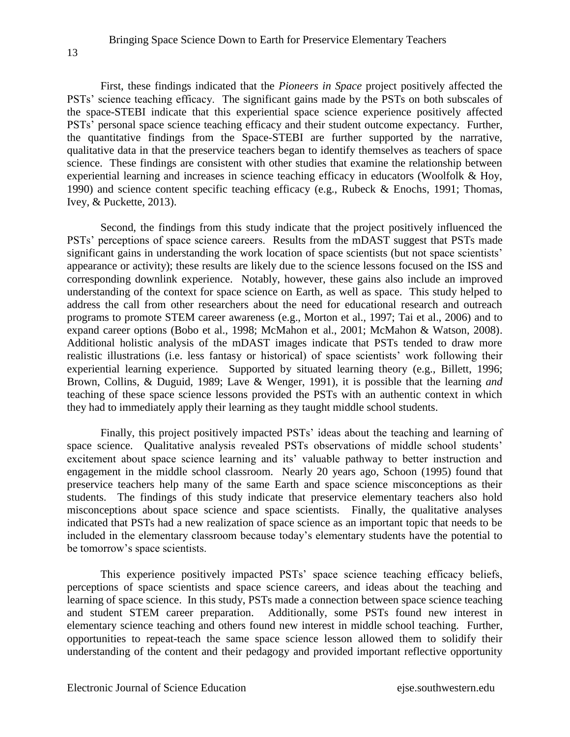First, these findings indicated that the *Pioneers in Space* project positively affected the PSTs' science teaching efficacy. The significant gains made by the PSTs on both subscales of the space-STEBI indicate that this experiential space science experience positively affected PSTs' personal space science teaching efficacy and their student outcome expectancy. Further, the quantitative findings from the Space-STEBI are further supported by the narrative, qualitative data in that the preservice teachers began to identify themselves as teachers of space science. These findings are consistent with other studies that examine the relationship between experiential learning and increases in science teaching efficacy in educators (Woolfolk & Hoy, 1990) and science content specific teaching efficacy (e.g., Rubeck & Enochs, 1991; Thomas, Ivey, & Puckette, 2013).

Second, the findings from this study indicate that the project positively influenced the PSTs' perceptions of space science careers. Results from the mDAST suggest that PSTs made significant gains in understanding the work location of space scientists (but not space scientists' appearance or activity); these results are likely due to the science lessons focused on the ISS and corresponding downlink experience. Notably, however, these gains also include an improved understanding of the context for space science on Earth, as well as space. This study helped to address the call from other researchers about the need for educational research and outreach programs to promote STEM career awareness (e.g., Morton et al., 1997; Tai et al., 2006) and to expand career options (Bobo et al., 1998; McMahon et al., 2001; McMahon & Watson, 2008). Additional holistic analysis of the mDAST images indicate that PSTs tended to draw more realistic illustrations (i.e. less fantasy or historical) of space scientists' work following their experiential learning experience. Supported by situated learning theory (e.g., Billett, 1996; Brown, Collins, & Duguid, 1989; Lave & Wenger, 1991), it is possible that the learning *and* teaching of these space science lessons provided the PSTs with an authentic context in which they had to immediately apply their learning as they taught middle school students.

Finally, this project positively impacted PSTs' ideas about the teaching and learning of space science. Qualitative analysis revealed PSTs observations of middle school students' excitement about space science learning and its' valuable pathway to better instruction and engagement in the middle school classroom. Nearly 20 years ago, Schoon (1995) found that preservice teachers help many of the same Earth and space science misconceptions as their students. The findings of this study indicate that preservice elementary teachers also hold misconceptions about space science and space scientists. Finally, the qualitative analyses indicated that PSTs had a new realization of space science as an important topic that needs to be included in the elementary classroom because today's elementary students have the potential to be tomorrow's space scientists.

This experience positively impacted PSTs' space science teaching efficacy beliefs, perceptions of space scientists and space science careers, and ideas about the teaching and learning of space science. In this study, PSTs made a connection between space science teaching and student STEM career preparation. Additionally, some PSTs found new interest in elementary science teaching and others found new interest in middle school teaching. Further, opportunities to repeat-teach the same space science lesson allowed them to solidify their understanding of the content and their pedagogy and provided important reflective opportunity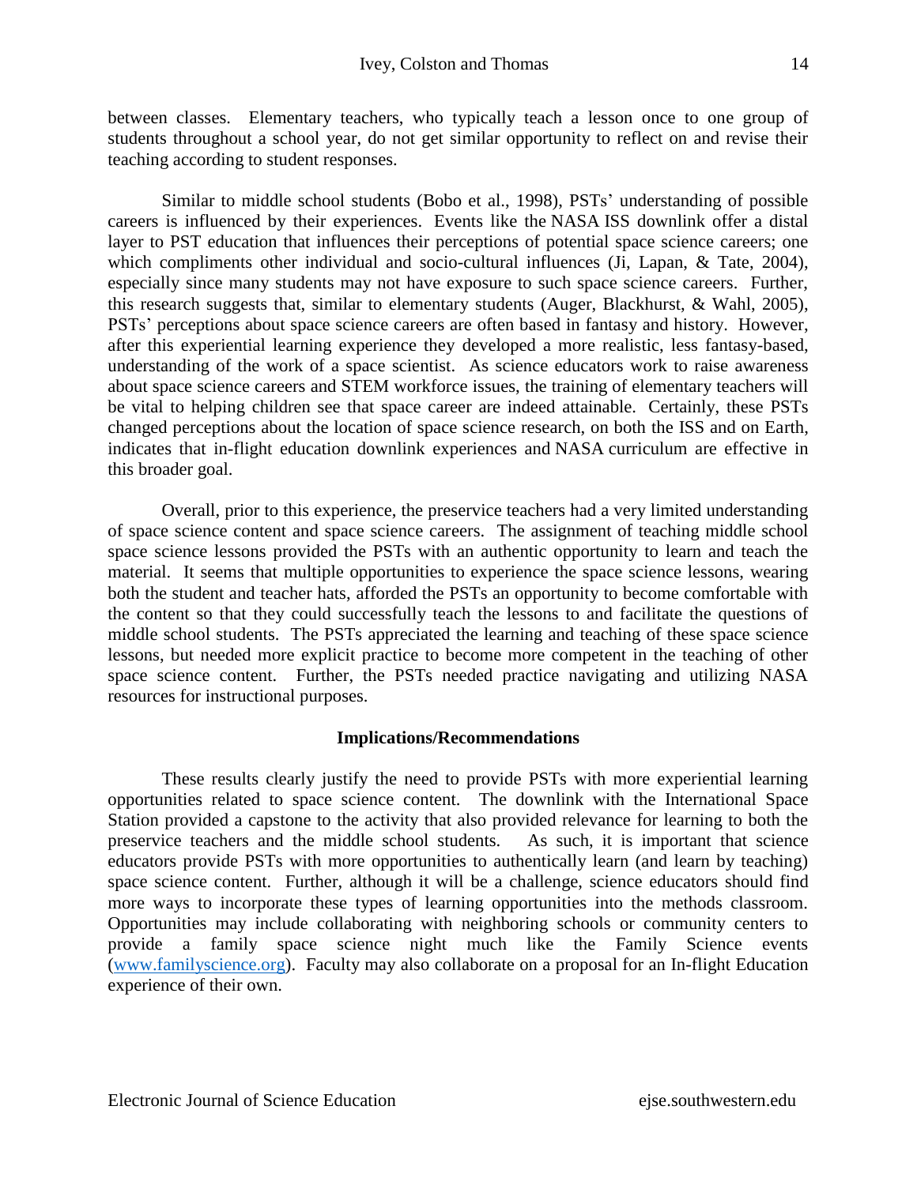between classes. Elementary teachers, who typically teach a lesson once to one group of students throughout a school year, do not get similar opportunity to reflect on and revise their teaching according to student responses.

Similar to middle school students (Bobo et al., 1998), PSTs' understanding of possible careers is influenced by their experiences. Events like the NASA ISS downlink offer a distal layer to PST education that influences their perceptions of potential space science careers; one which compliments other individual and socio-cultural influences (Ji, Lapan, & Tate, 2004), especially since many students may not have exposure to such space science careers. Further, this research suggests that, similar to elementary students (Auger, Blackhurst, & Wahl, 2005), PSTs' perceptions about space science careers are often based in fantasy and history. However, after this experiential learning experience they developed a more realistic, less fantasy-based, understanding of the work of a space scientist. As science educators work to raise awareness about space science careers and STEM workforce issues, the training of elementary teachers will be vital to helping children see that space career are indeed attainable. Certainly, these PSTs changed perceptions about the location of space science research, on both the ISS and on Earth, indicates that in-flight education downlink experiences and NASA curriculum are effective in this broader goal.

Overall, prior to this experience, the preservice teachers had a very limited understanding of space science content and space science careers. The assignment of teaching middle school space science lessons provided the PSTs with an authentic opportunity to learn and teach the material. It seems that multiple opportunities to experience the space science lessons, wearing both the student and teacher hats, afforded the PSTs an opportunity to become comfortable with the content so that they could successfully teach the lessons to and facilitate the questions of middle school students. The PSTs appreciated the learning and teaching of these space science lessons, but needed more explicit practice to become more competent in the teaching of other space science content. Further, the PSTs needed practice navigating and utilizing NASA resources for instructional purposes.

## Implications/Recommendations

These results clearly justify the need to provide PSTs with more experiential learning opportunities related to space science content. The downlink with the International Space Station provided a capstone to the activity that also provided relevance for learning to both the preservice teachers and the middle school students. As such, it is important that science educators provide PSTs with more opportunities to authentically learn (and learn by teaching) space science content. Further, although it will be a challenge, science educators should find more ways to incorporate these types of learning opportunities into the methods classroom. Opportunities may include collaborating with neighboring schools or community centers to provide a family space science night much like the Family Science events (www.familyscience.org). Faculty may also collaborate on a proposal for an In-flight Education experience of their own.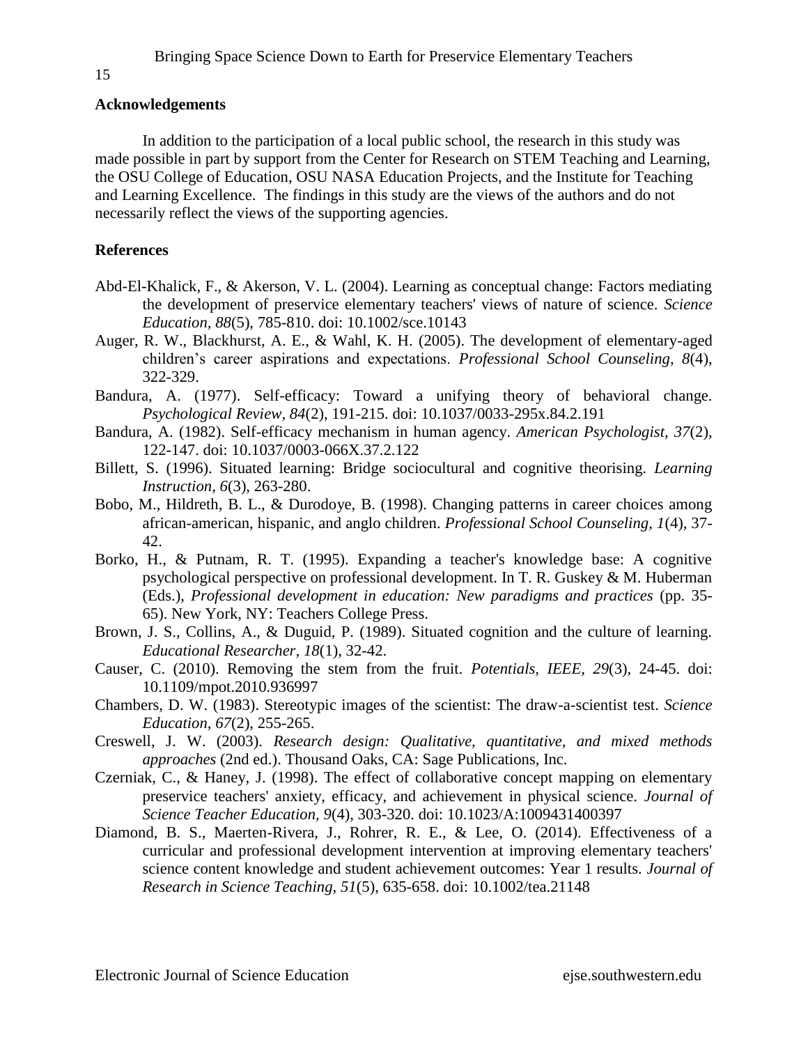## Acknowledgements

In addition to the participation of a local public school, the research in this study was made possible in part by support from the Center for Research on STEM Teaching and Learning, the OSU College of Education, OSU NASA Education Projects, and the Institute for Teaching and Learning Excellence. The findings in this study are the views of the authors and do not necessarily reflect the views of the supporting agencies.

## References

Abd-El-Khalick, F., & Akerson, V. L. (2004). Learning as conceptual change: Factors mediating the development of preservice elementary teachers' views of nature of science. *Science Education, 88*(5), 785-810. doi: 10.1002/sce.10143

Auger, R. W., Blackhurst, A. E., & Wahl, K. H. (2005). The development of elementary-aged children's career aspirations and expectations. *Professional School Counseling, 8*(4), 322-329.

Bandura, A. (1977). Self-efficacy: Toward a unifying theory of behavioral change. *Psychological Review, 84*(2), 191-215. doi: 10.1037/0033-295x.84.2.191

Bandura, A. (1982). Self-efficacy mechanism in human agency. *American Psychologist, 37*(2), 122-147. doi: 10.1037/0003-066X.37.2.122

Billett, S. (1996). Situated learning: Bridge sociocultural and cognitive theorising. *Learning Instruction, 6*(3), 263-280.

Bobo, M., Hildreth, B. L., & Durodoye, B. (1998). Changing patterns in career choices among african-american, hispanic, and anglo children. *Professional School Counseling, 1*(4), 37-42.

Borko, H., & Putnam, R. T. (1995). Expanding a teacher's knowledge base: A cognitive psychological perspective on professional development. In T. R. Guskey & M. Huberman (Eds.), *Professional development in education: New paradigms and practices* (pp. 35-65). New York, NY: Teachers College Press.

Brown, J. S., Collins, A., & Duguid, P. (1989). Situated cognition and the culture of learning. *Educational Researcher, 18*(1), 32-42.

Causer, C. (2010). Removing the stem from the fruit. *Potentials, IEEE, 29*(3), 24-45. doi: 10.1109/mpot.2010.936997

Chambers, D. W. (1983). Stereotypic images of the scientist: The draw-a-scientist test. *Science Education, 67*(2), 255-265.

Creswell, J. W. (2003). *Research design: Qualitative, quantitative, and mixed methods approaches* (2nd ed.). Thousand Oaks, CA: Sage Publications, Inc.

Czerniak, C., & Haney, J. (1998). The effect of collaborative concept mapping on elementary preservice teachers' anxiety, efficacy, and achievement in physical science. *Journal of Science Teacher Education, 9*(4), 303-320. doi: 10.1023/A:1009431400397

Diamond, B. S., Maerten-Rivera, J., Rohrer, R. E., & Lee, O. (2014). Effectiveness of a curricular and professional development intervention at improving elementary teachers' science content knowledge and student achievement outcomes: Year 1 results. *Journal of Research in Science Teaching, 51*(5), 635-658. doi: 10.1002/tea.21148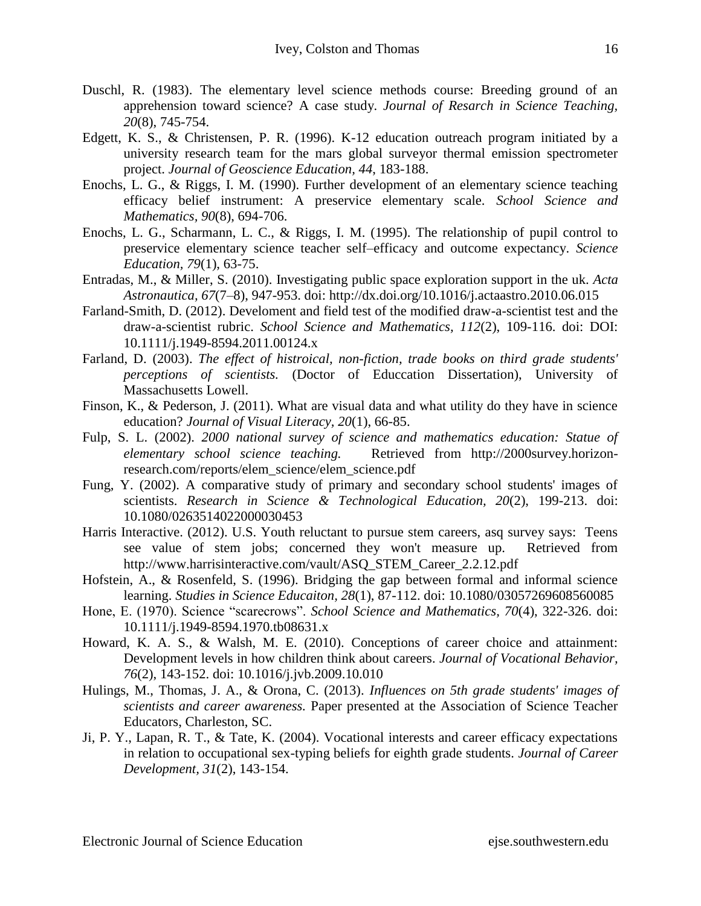Duschl, R. (1983). The elementary level science methods course: Breeding ground of an apprehension toward science? A case study. *Journal of Resarch in Science Teaching, 20*(8), 745-754.

Edgett, K. S., & Christensen, P. R. (1996). K-12 education outreach program initiated by a university research team for the mars global surveyor thermal emission spectrometer project. *Journal of Geoscience Education, 44*, 183-188.

Enochs, L. G., & Riggs, I. M. (1990). Further development of an elementary science teaching efficacy belief instrument: A preservice elementary scale. *School Science and Mathematics, 90*(8), 694-706.

Enochs, L. G., Scharmann, L. C., & Riggs, I. M. (1995). The relationship of pupil control to preservice elementary science teacher self–efficacy and outcome expectancy. *Science Education, 79*(1), 63-75.

Entradas, M., & Miller, S. (2010). Investigating public space exploration support in the uk. *Acta Astronautica, 67*(7–8), 947-953. doi: http://dx.doi.org/10.1016/j.actaastro.2010.06.015

Farland-Smith, D. (2012). Develoment and field test of the modified draw-a-scientist test and the draw-a-scientist rubric. *School Science and Mathematics, 112*(2), 109-116. doi: DOI: 10.1111/j.1949-8594.2011.00124.x

Farland, D. (2003). *The effect of histroical, non-fiction, trade books on third grade students' perceptions of scientists.* (Doctor of Educcation Dissertation), University of Massachusetts Lowell.

Finson, K., & Pederson, J. (2011). What are visual data and what utility do they have in science education? *Journal of Visual Literacy, 20*(1), 66-85.

Fulp, S. L. (2002). *2000 national survey of science and mathematics education: Statue of elementary school science teaching.* Retrieved from http://2000survey.horizon-research.com/reports/elem_science/elem_science.pdf

Fung, Y. (2002). A comparative study of primary and secondary school students' images of scientists. *Research in Science & Technological Education, 20*(2), 199-213. doi: 10.1080/0263514022000030453

Harris Interactive. (2012). U.S. Youth reluctant to pursue stem careers, asq survey says: Teens see value of stem jobs; concerned they won't measure up. Retrieved from http://www.harrisinteractive.com/vault/ASQ_STEM_Career_2.2.12.pdf

Hofstein, A., & Rosenfeld, S. (1996). Bridging the gap between formal and informal science learning. *Studies in Science Educaiton, 28*(1), 87-112. doi: 10.1080/03057269608560085

Hone, E. (1970). Science "scarecrows". *School Science and Mathematics, 70*(4), 322-326. doi: 10.1111/j.1949-8594.1970.tb08631.x

Howard, K. A. S., & Walsh, M. E. (2010). Conceptions of career choice and attainment: Development levels in how children think about careers. *Journal of Vocational Behavior, 76*(2), 143-152. doi: 10.1016/j.jvb.2009.10.010

Hulings, M., Thomas, J. A., & Orona, C. (2013). *Influences on 5th grade students' images of scientists and career awareness.* Paper presented at the Association of Science Teacher Educators, Charleston, SC.

Ji, P. Y., Lapan, R. T., & Tate, K. (2004). Vocational interests and career efficacy expectations in relation to occupational sex-typing beliefs for eighth grade students. *Journal of Career Development, 31*(2), 143-154.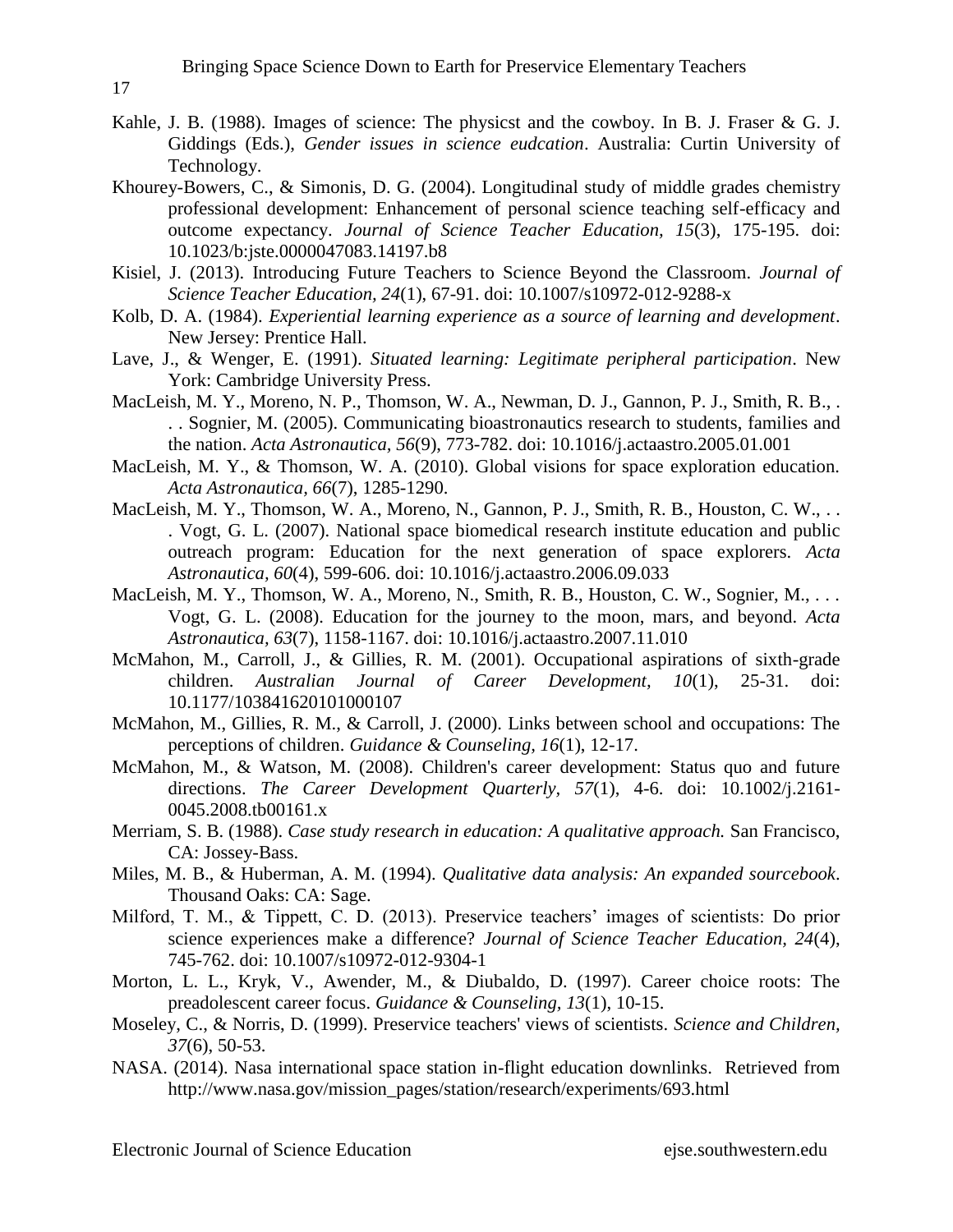Kahle, J. B. (1988). Images of science: The physicst and the cowboy. In B. J. Fraser & G. J. Giddings (Eds.), *Gender issues in science eudcation*. Australia: Curtin University of Technology.

Khourey-Bowers, C., & Simonis, D. G. (2004). Longitudinal study of middle grades chemistry professional development: Enhancement of personal science teaching self-efficacy and outcome expectancy. *Journal of Science Teacher Education, 15*(3), 175-195. doi: 10.1023/b:jste.0000047083.14197.b8

Kisiel, J. (2013). Introducing Future Teachers to Science Beyond the Classroom. *Journal of Science Teacher Education, 24*(1), 67-91. doi: 10.1007/s10972-012-9288-x

Kolb, D. A. (1984). *Experiential learning experience as a source of learning and development*. New Jersey: Prentice Hall.

Lave, J., & Wenger, E. (1991). *Situated learning: Legitimate peripheral participation*. New York: Cambridge University Press.

MacLeish, M. Y., Moreno, N. P., Thomson, W. A., Newman, D. J., Gannon, P. J., Smith, R. B., . . . Sognier, M. (2005). Communicating bioastronautics research to students, families and the nation. *Acta Astronautica, 56*(9), 773-782. doi: 10.1016/j.actaastro.2005.01.001

MacLeish, M. Y., & Thomson, W. A. (2010). Global visions for space exploration education. *Acta Astronautica, 66*(7), 1285-1290.

MacLeish, M. Y., Thomson, W. A., Moreno, N., Gannon, P. J., Smith, R. B., Houston, C. W., . . . Vogt, G. L. (2007). National space biomedical research institute education and public outreach program: Education for the next generation of space explorers. *Acta Astronautica, 60*(4), 599-606. doi: 10.1016/j.actaastro.2006.09.033

MacLeish, M. Y., Thomson, W. A., Moreno, N., Smith, R. B., Houston, C. W., Sognier, M., . . . Vogt, G. L. (2008). Education for the journey to the moon, mars, and beyond. *Acta Astronautica, 63*(7), 1158-1167. doi: 10.1016/j.actaastro.2007.11.010

McMahon, M., Carroll, J., & Gillies, R. M. (2001). Occupational aspirations of sixth-grade children. *Australian Journal of Career Development, 10*(1), 25-31. doi: 10.1177/103841620101000107

McMahon, M., Gillies, R. M., & Carroll, J. (2000). Links between school and occupations: The perceptions of children. *Guidance & Counseling, 16*(1), 12-17.

McMahon, M., & Watson, M. (2008). Children's career development: Status quo and future directions. *The Career Development Quarterly, 57*(1), 4-6. doi: 10.1002/j.2161-0045.2008.tb00161.x

Merriam, S. B. (1988). *Case study research in education: A qualitative approach.* San Francisco, CA: Jossey-Bass.

Miles, M. B., & Huberman, A. M. (1994). *Qualitative data analysis: An expanded sourcebook*. Thousand Oaks: CA: Sage.

Milford, T. M., & Tippett, C. D. (2013). Preservice teachers' images of scientists: Do prior science experiences make a difference? *Journal of Science Teacher Education, 24*(4), 745-762. doi: 10.1007/s10972-012-9304-1

Morton, L. L., Kryk, V., Awender, M., & Diubaldo, D. (1997). Career choice roots: The preadolescent career focus. *Guidance & Counseling, 13*(1), 10-15.

Moseley, C., & Norris, D. (1999). Preservice teachers' views of scientists. *Science and Children, 37*(6), 50-53.

NASA. (2014). Nasa international space station in-flight education downlinks. Retrieved from http://www.nasa.gov/mission_pages/station/research/experiments/693.html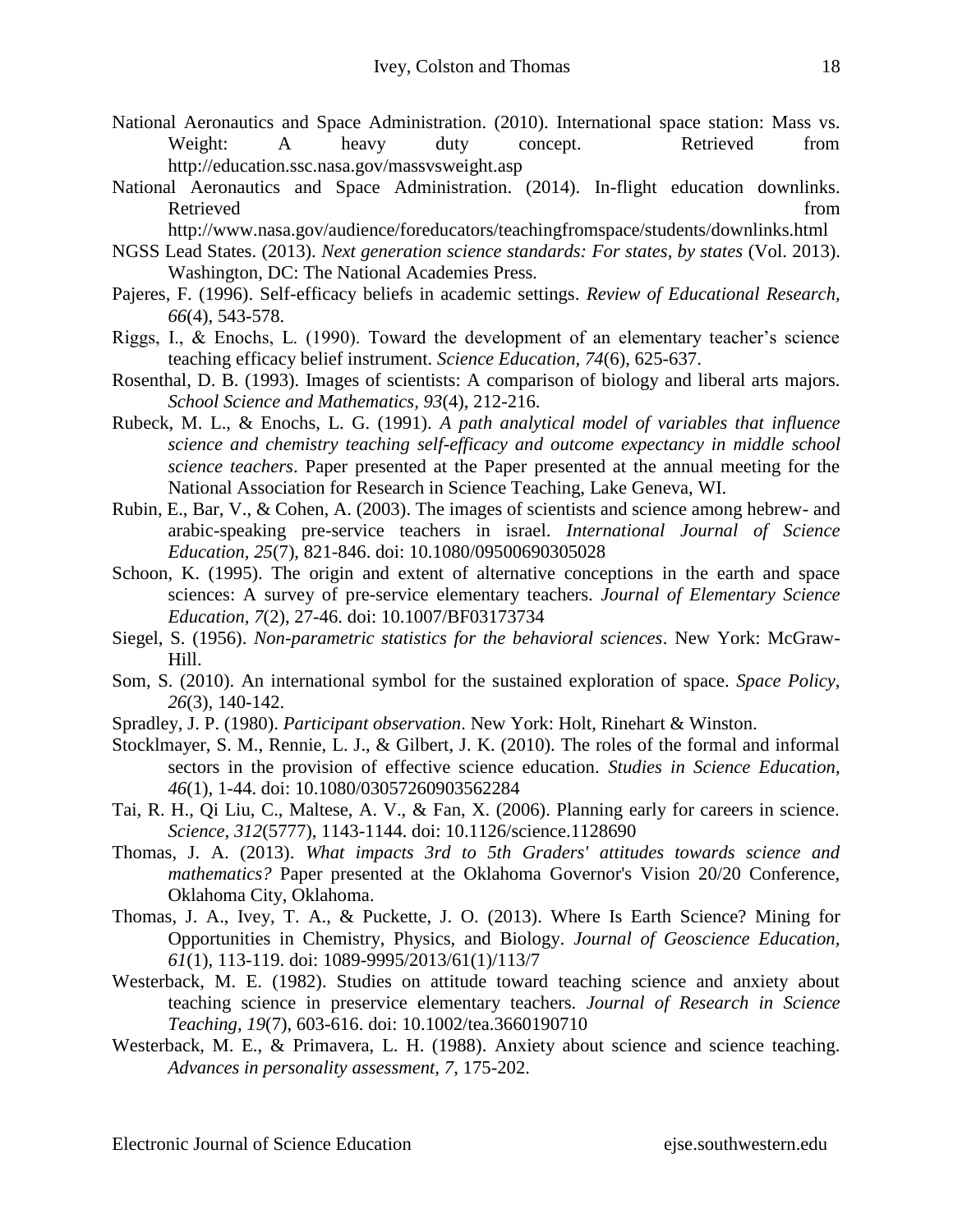National Aeronautics and Space Administration. (2010). International space station: Mass vs. Weight: A heavy duty concept. Retrieved from http://education.ssc.nasa.gov/massvsweight.asp

National Aeronautics and Space Administration. (2014). In-flight education downlinks. Retrieved from http://www.nasa.gov/audience/foreducators/teachingfromspace/students/downlinks.html

NGSS Lead States. (2013). *Next generation science standards: For states, by states* (Vol. 2013). Washington, DC: The National Academies Press.

Pajeres, F. (1996). Self-efficacy beliefs in academic settings. *Review of Educational Research, 66*(4), 543-578.

Riggs, I., & Enochs, L. (1990). Toward the development of an elementary teacher's science teaching efficacy belief instrument. *Science Education, 74*(6), 625-637.

Rosenthal, D. B. (1993). Images of scientists: A comparison of biology and liberal arts majors. *School Science and Mathematics, 93*(4), 212-216.

Rubeck, M. L., & Enochs, L. G. (1991). *A path analytical model of variables that influence science and chemistry teaching self-efficacy and outcome expectancy in middle school science teachers*. Paper presented at the Paper presented at the annual meeting for the National Association for Research in Science Teaching, Lake Geneva, WI.

Rubin, E., Bar, V., & Cohen, A. (2003). The images of scientists and science among hebrew- and arabic-speaking pre-service teachers in israel. *International Journal of Science Education, 25*(7), 821-846. doi: 10.1080/09500690305028

Schoon, K. (1995). The origin and extent of alternative conceptions in the earth and space sciences: A survey of pre-service elementary teachers. *Journal of Elementary Science Education, 7*(2), 27-46. doi: 10.1007/BF03173734

Siegel, S. (1956). *Non-parametric statistics for the behavioral sciences*. New York: McGraw-Hill.

Som, S. (2010). An international symbol for the sustained exploration of space. *Space Policy, 26*(3), 140-142.

Spradley, J. P. (1980). *Participant observation*. New York: Holt, Rinehart & Winston.

Stocklmayer, S. M., Rennie, L. J., & Gilbert, J. K. (2010). The roles of the formal and informal sectors in the provision of effective science education. *Studies in Science Education, 46*(1), 1-44. doi: 10.1080/03057260903562284

Tai, R. H., Qi Liu, C., Maltese, A. V., & Fan, X. (2006). Planning early for careers in science. *Science, 312*(5777), 1143-1144. doi: 10.1126/science.1128690

Thomas, J. A. (2013). *What impacts 3rd to 5th Graders' attitudes towards science and mathematics?* Paper presented at the Oklahoma Governor's Vision 20/20 Conference, Oklahoma City, Oklahoma.

Thomas, J. A., Ivey, T. A., & Puckette, J. O. (2013). Where Is Earth Science? Mining for Opportunities in Chemistry, Physics, and Biology. *Journal of Geoscience Education, 61*(1), 113-119. doi: 1089-9995/2013/61(1)/113/7

Westerback, M. E. (1982). Studies on attitude toward teaching science and anxiety about teaching science in preservice elementary teachers. *Journal of Research in Science Teaching, 19*(7), 603-616. doi: 10.1002/tea.3660190710

Westerback, M. E., & Primavera, L. H. (1988). Anxiety about science and science teaching. *Advances in personality assessment, 7*, 175-202.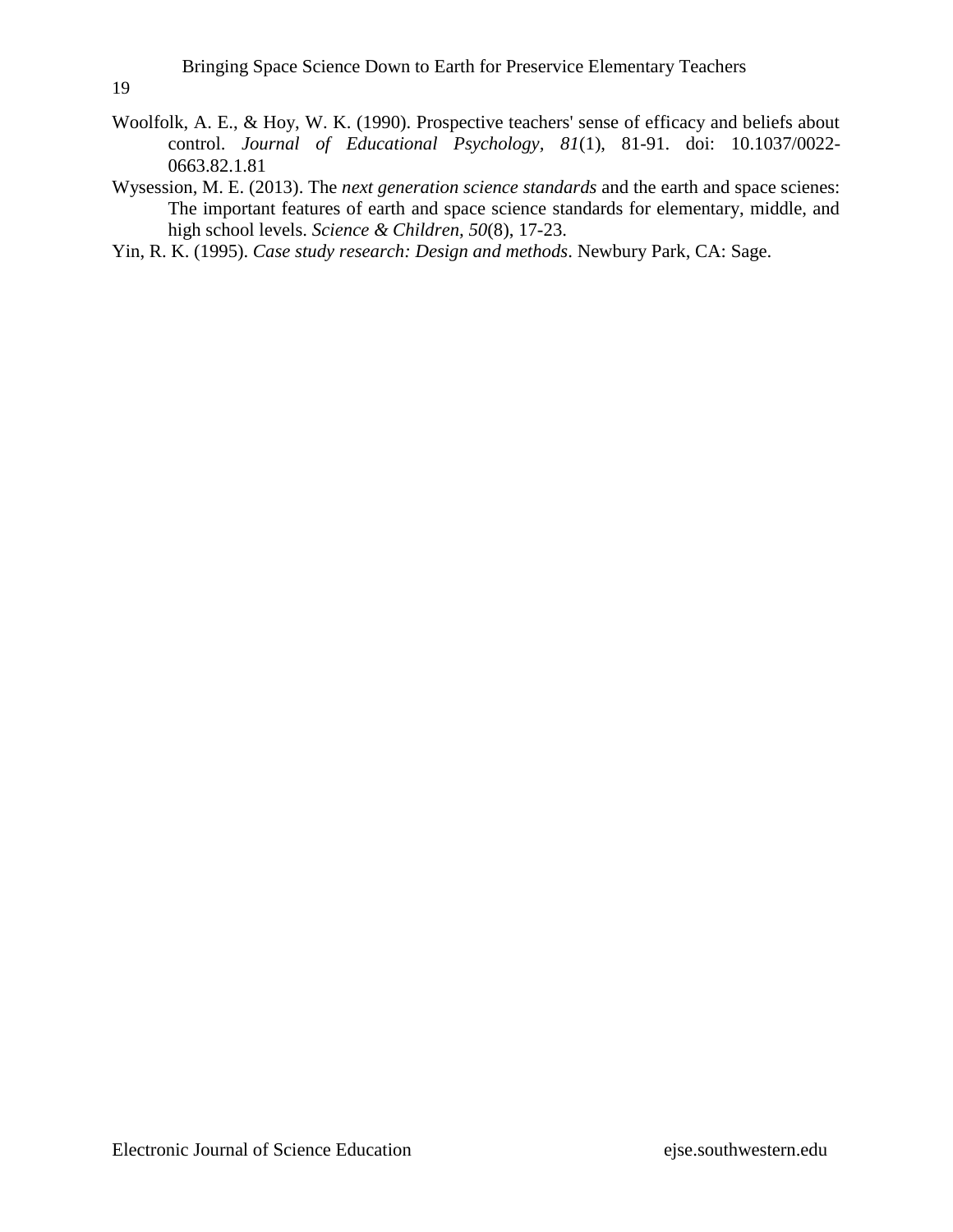Woolfolk, A. E., & Hoy, W. K. (1990). Prospective teachers' sense of efficacy and beliefs about control. *Journal of Educational Psychology*, *81*(1), 81-91. doi: 10.1037/0022-0663.82.1.81

Wysession, M. E. (2013). The *next generation science standards* and the earth and space scienes: The important features of earth and space science standards for elementary, middle, and high school levels. *Science & Children, 50*(8), 17-23.

Yin, R. K. (1995). *Case study research: Design and methods*. Newbury Park, CA: Sage.